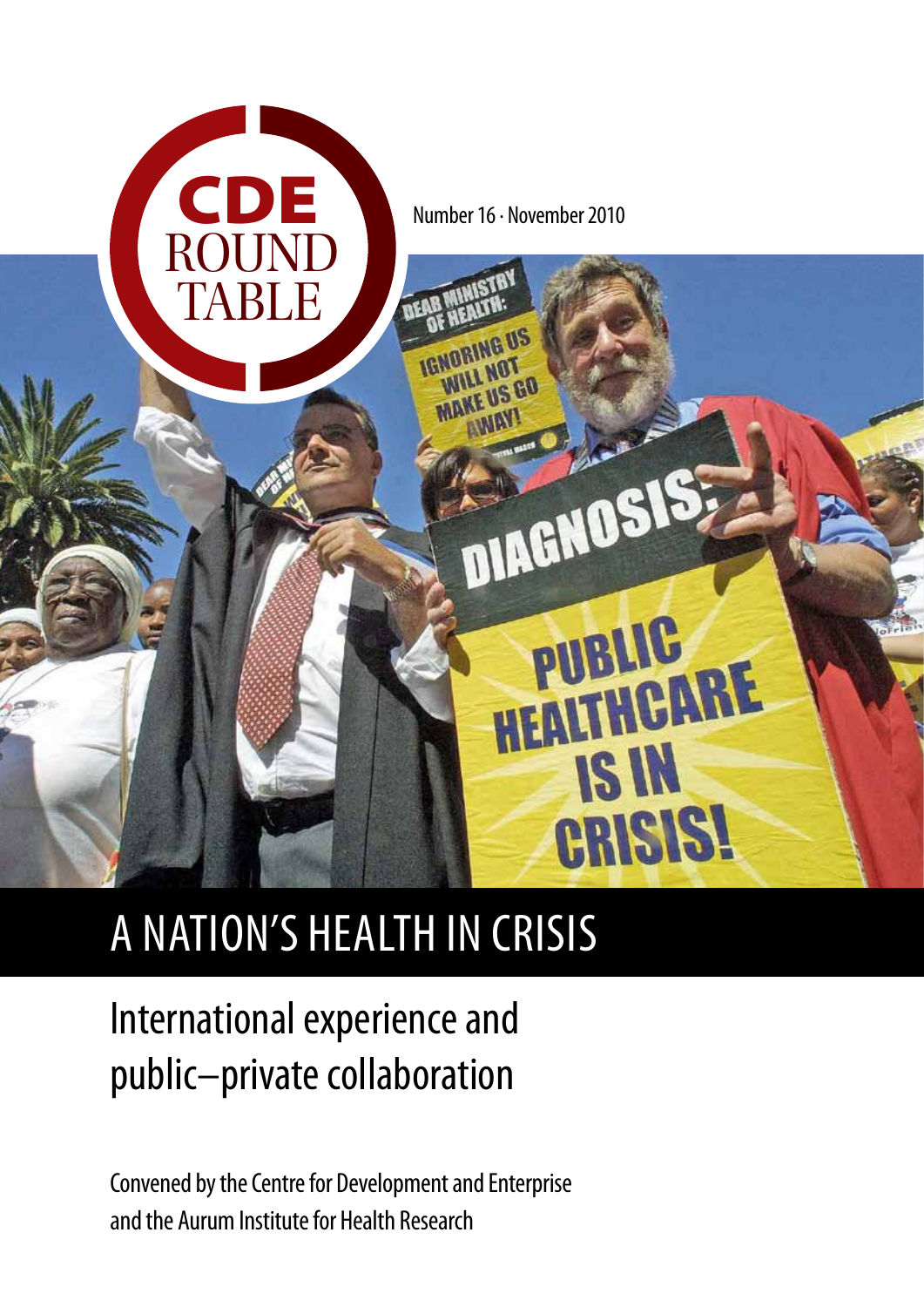CDE ROUND TABLE

Number 16 · November 2010

# A NATION'S HEALTH IN CRISIS

## International experience and public–private collaboration

Convened by the Centre for Development and Enterprise and the Aurum Institute for Health Research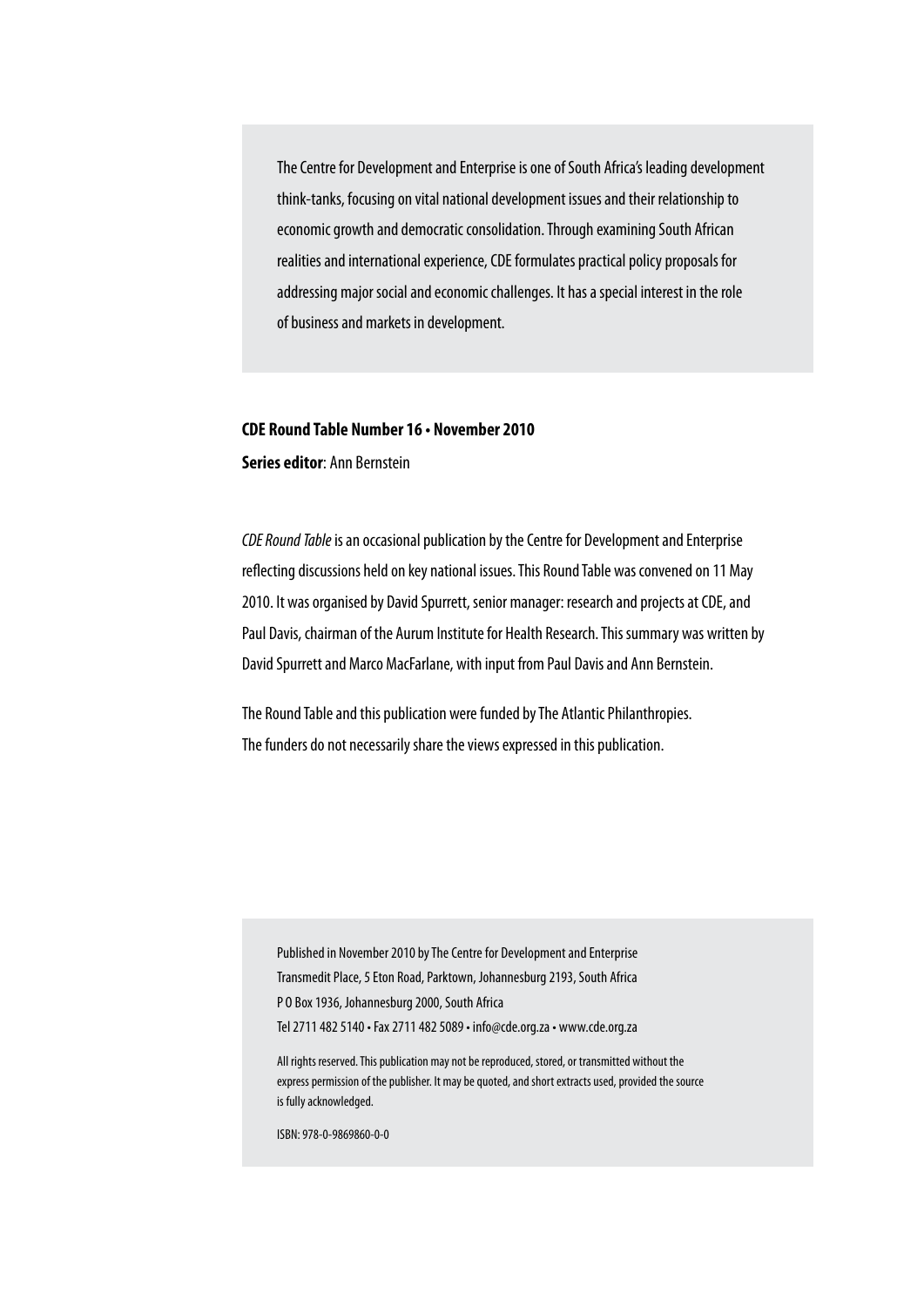The Centre for Development and Enterprise is one of South Africa's leading development think-tanks, focusing on vital national development issues and their relationship to economic growth and democratic consolidation. Through examining South African realities and international experience, CDE formulates practical policy proposals for addressing major social and economic challenges. It has a special interest in the role of business and markets in development.

**CDE Round Table Number 16 • November 2010**

**Series editor**: Ann Bernstein

*CDE Round Table* is an occasional publication by the Centre for Development and Enterprise reflecting discussions held on key national issues. This Round Table was convened on 11 May 2010. It was organised by David Spurrett, senior manager: research and projects at CDE, and Paul Davis, chairman of the Aurum Institute for Health Research. This summary was written by David Spurrett and Marco MacFarlane, with input from Paul Davis and Ann Bernstein.

The Round Table and this publication were funded by The Atlantic Philanthropies. The funders do not necessarily share the views expressed in this publication.

Published in November 2010 by The Centre for Development and Enterprise
Transmedit Place, 5 Eton Road, Parktown, Johannesburg 2193, South Africa
P O Box 1936, Johannesburg 2000, South Africa
Tel 2711 482 5140 • Fax 2711 482 5089 • info@cde.org.za • www.cde.org.za

All rights reserved. This publication may not be reproduced, stored, or transmitted without the express permission of the publisher. It may be quoted, and short extracts used, provided the source is fully acknowledged.

ISBN: 978-0-9869860-0-0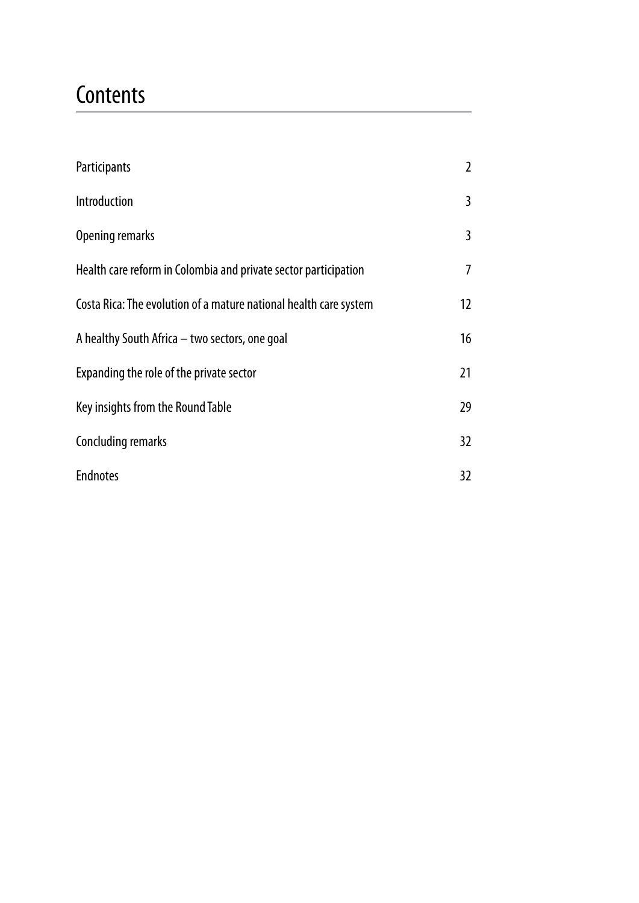# Contents

| | |
|---|---|
| Participants | 2 |
| Introduction | 3 |
| Opening remarks | 3 |
| Health care reform in Colombia and private sector participation | 7 |
| Costa Rica: The evolution of a mature national health care system | 12 |
| A healthy South Africa – two sectors, one goal | 16 |
| Expanding the role of the private sector | 21 |
| Key insights from the Round Table | 29 |
| Concluding remarks | 32 |
| Endnotes | 32 |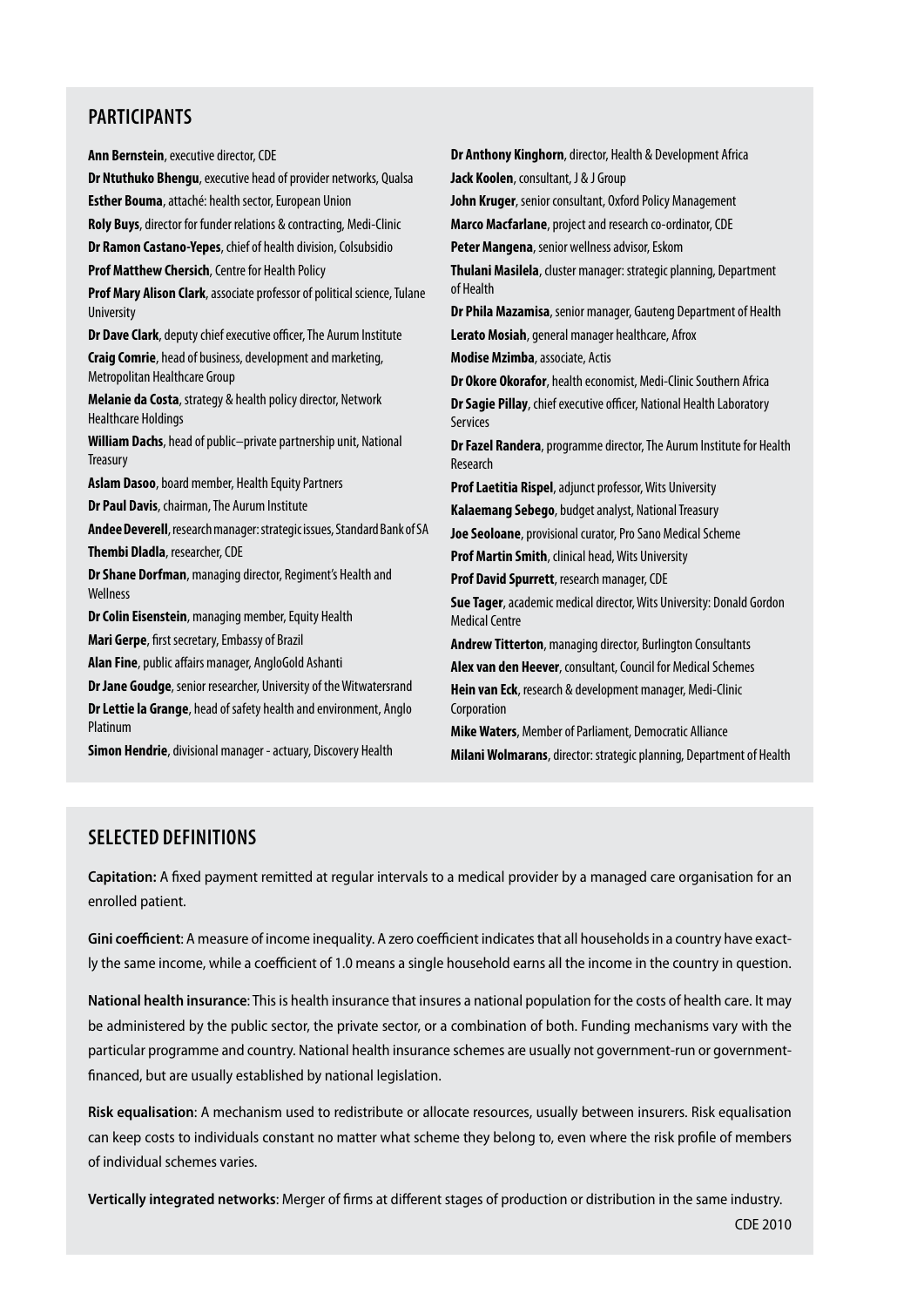## PARTICIPANTS

**Ann Bernstein**, executive director, CDE

**Dr Ntuthuko Bhengu**, executive head of provider networks, Qualsa

**Esther Bouma**, attaché: health sector, European Union

**Roly Buys**, director for funder relations & contracting, Medi-Clinic

**Dr Ramon Castano-Yepes**, chief of health division, Colsubsidio

**Prof Matthew Chersich**, Centre for Health Policy

**Prof Mary Alison Clark**, associate professor of political science, Tulane University

**Dr Dave Clark**, deputy chief executive officer, The Aurum Institute

**Craig Comrie**, head of business, development and marketing, Metropolitan Healthcare Group

**Melanie da Costa**, strategy & health policy director, Network Healthcare Holdings

**William Dachs**, head of public–private partnership unit, National Treasury

**Aslam Dasoo**, board member, Health Equity Partners

**Dr Paul Davis**, chairman, The Aurum Institute

**Andee Deverell**, research manager: strategic issues, Standard Bank of SA

**Thembi Dladla**, researcher, CDE

**Dr Shane Dorfman**, managing director, Regiment's Health and Wellness

**Dr Colin Eisenstein**, managing member, Equity Health

**Mari Gerpe**, first secretary, Embassy of Brazil

**Alan Fine**, public affairs manager, AngloGold Ashanti

**Dr Jane Goudge**, senior researcher, University of the Witwatersrand

**Dr Lettie la Grange**, head of safety health and environment, Anglo Platinum

**Simon Hendrie**, divisional manager - actuary, Discovery Health

**Dr Anthony Kinghorn**, director, Health & Development Africa

**Jack Koolen**, consultant, J & J Group

**John Kruger**, senior consultant, Oxford Policy Management

**Marco Macfarlane**, project and research co-ordinator, CDE

**Peter Mangena**, senior wellness advisor, Eskom

**Thulani Masilela**, cluster manager: strategic planning, Department of Health

**Dr Phila Mazamisa**, senior manager, Gauteng Department of Health

**Lerato Mosiah**, general manager healthcare, Afrox

**Modise Mzimba**, associate, Actis

**Dr Okore Okorafor**, health economist, Medi-Clinic Southern Africa

**Dr Sagie Pillay**, chief executive officer, National Health Laboratory Services

**Dr Fazel Randera**, programme director, The Aurum Institute for Health Research

**Prof Laetitia Rispel**, adjunct professor, Wits University

**Kalaemang Sebego**, budget analyst, National Treasury

**Joe Seoloane**, provisional curator, Pro Sano Medical Scheme

**Prof Martin Smith**, clinical head, Wits University

**Prof David Spurrett**, research manager, CDE

**Sue Tager**, academic medical director, Wits University: Donald Gordon Medical Centre

**Andrew Titterton**, managing director, Burlington Consultants

**Alex van den Heever**, consultant, Council for Medical Schemes

**Hein van Eck**, research & development manager, Medi-Clinic Corporation

**Mike Waters**, Member of Parliament, Democratic Alliance

**Milani Wolmarans**, director: strategic planning, Department of Health

## SELECTED DEFINITIONS

**Capitation:** A fixed payment remitted at regular intervals to a medical provider by a managed care organisation for an enrolled patient.

**Gini coefficient**: A measure of income inequality. A zero coefficient indicates that all households in a country have exactly the same income, while a coefficient of 1.0 means a single household earns all the income in the country in question.

**National health insurance**: This is health insurance that insures a national population for the costs of health care. It may be administered by the public sector, the private sector, or a combination of both. Funding mechanisms vary with the particular programme and country. National health insurance schemes are usually not government-run or government-financed, but are usually established by national legislation.

**Risk equalisation**: A mechanism used to redistribute or allocate resources, usually between insurers. Risk equalisation can keep costs to individuals constant no matter what scheme they belong to, even where the risk profile of members of individual schemes varies.

**Vertically integrated networks**: Merger of firms at different stages of production or distribution in the same industry.

CDE 2010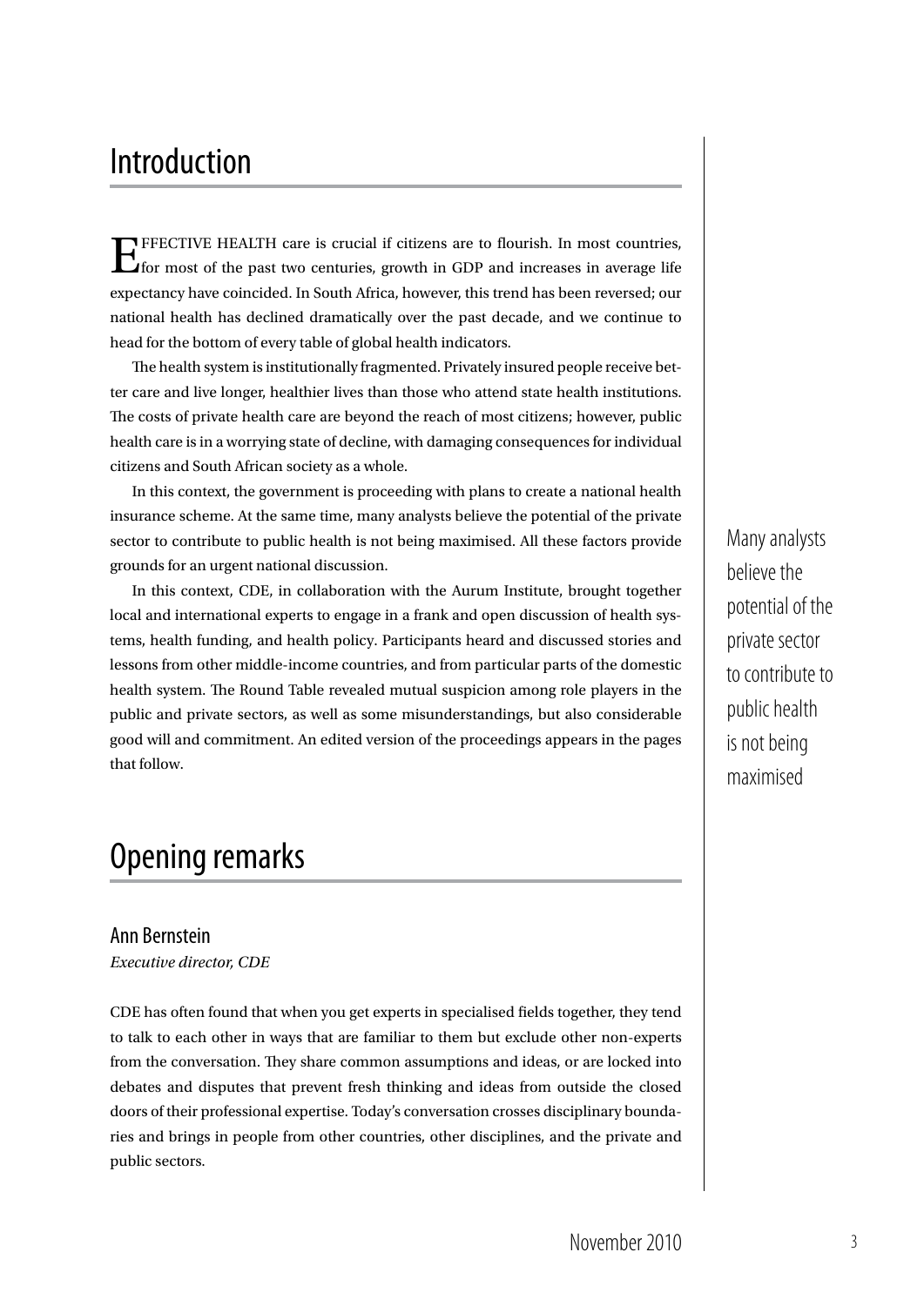# Introduction

EFFECTIVE HEALTH care is crucial if citizens are to flourish. In most countries, for most of the past two centuries, growth in GDP and increases in average life expectancy have coincided. In South Africa, however, this trend has been reversed; our national health has declined dramatically over the past decade, and we continue to head for the bottom of every table of global health indicators.

The health system is institutionally fragmented. Privately insured people receive better care and live longer, healthier lives than those who attend state health institutions. The costs of private health care are beyond the reach of most citizens; however, public health care is in a worrying state of decline, with damaging consequences for individual citizens and South African society as a whole.

In this context, the government is proceeding with plans to create a national health insurance scheme. At the same time, many analysts believe the potential of the private sector to contribute to public health is not being maximised. All these factors provide grounds for an urgent national discussion.

In this context, CDE, in collaboration with the Aurum Institute, brought together local and international experts to engage in a frank and open discussion of health systems, health funding, and health policy. Participants heard and discussed stories and lessons from other middle-income countries, and from particular parts of the domestic health system. The Round Table revealed mutual suspicion among role players in the public and private sectors, as well as some misunderstandings, but also considerable good will and commitment. An edited version of the proceedings appears in the pages that follow.

Many analysts believe the potential of the private sector to contribute to public health is not being maximised

# Opening remarks

## Ann Bernstein

*Executive director, CDE*

CDE has often found that when you get experts in specialised fields together, they tend to talk to each other in ways that are familiar to them but exclude other non-experts from the conversation. They share common assumptions and ideas, or are locked into debates and disputes that prevent fresh thinking and ideas from outside the closed doors of their professional expertise. Today's conversation crosses disciplinary boundaries and brings in people from other countries, other disciplines, and the private and public sectors.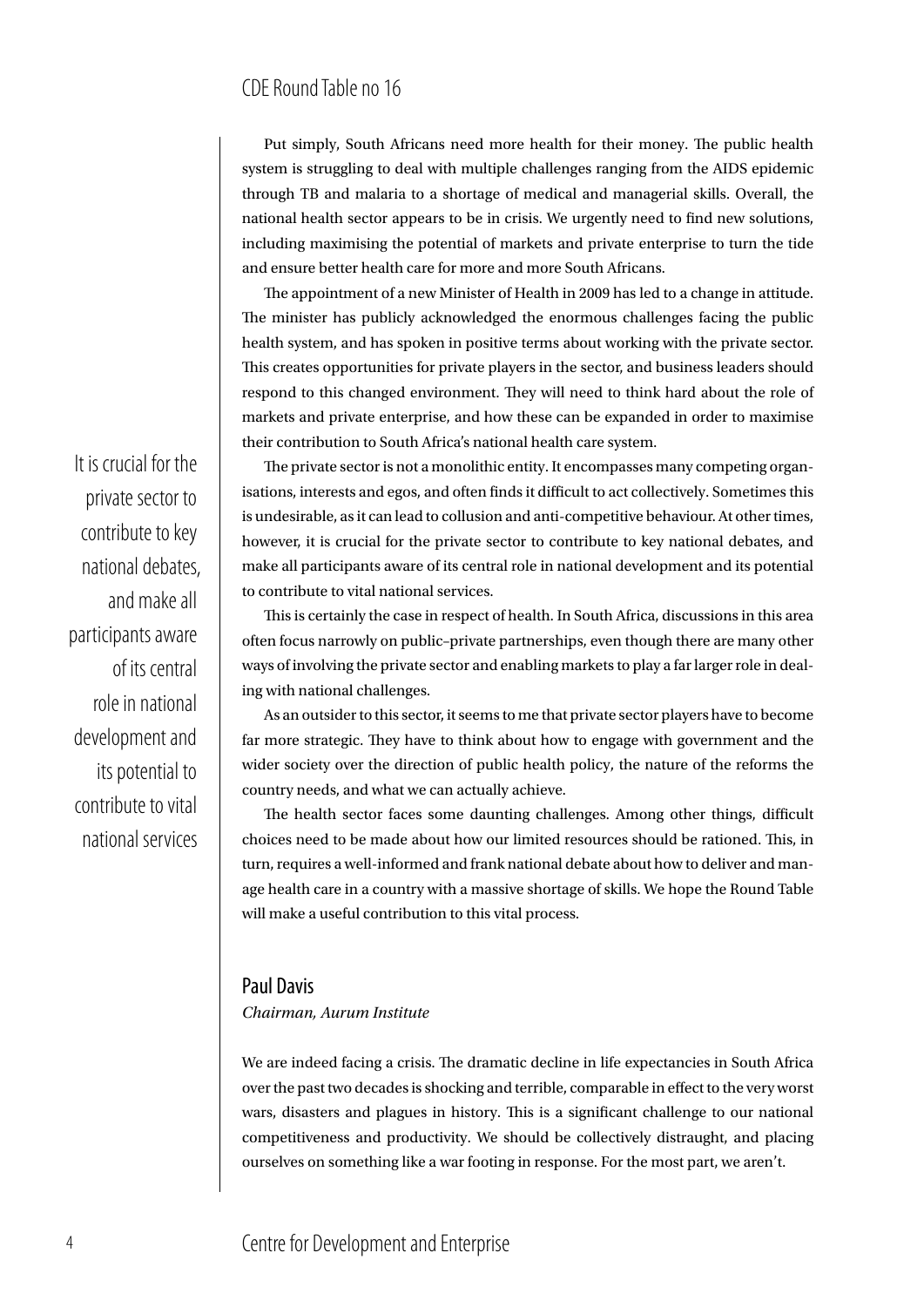Put simply, South Africans need more health for their money. The public health system is struggling to deal with multiple challenges ranging from the AIDS epidemic through TB and malaria to a shortage of medical and managerial skills. Overall, the national health sector appears to be in crisis. We urgently need to find new solutions, including maximising the potential of markets and private enterprise to turn the tide and ensure better health care for more and more South Africans.

The appointment of a new Minister of Health in 2009 has led to a change in attitude. The minister has publicly acknowledged the enormous challenges facing the public health system, and has spoken in positive terms about working with the private sector. This creates opportunities for private players in the sector, and business leaders should respond to this changed environment. They will need to think hard about the role of markets and private enterprise, and how these can be expanded in order to maximise their contribution to South Africa's national health care system.

> It is crucial for the private sector to contribute to key national debates, and make all participants aware of its central role in national development and its potential to contribute to vital national services

The private sector is not a monolithic entity. It encompasses many competing organisations, interests and egos, and often finds it difficult to act collectively. Sometimes this is undesirable, as it can lead to collusion and anti-competitive behaviour. At other times, however, it is crucial for the private sector to contribute to key national debates, and make all participants aware of its central role in national development and its potential to contribute to vital national services.

This is certainly the case in respect of health. In South Africa, discussions in this area often focus narrowly on public–private partnerships, even though there are many other ways of involving the private sector and enabling markets to play a far larger role in dealing with national challenges.

As an outsider to this sector, it seems to me that private sector players have to become far more strategic. They have to think about how to engage with government and the wider society over the direction of public health policy, the nature of the reforms the country needs, and what we can actually achieve.

The health sector faces some daunting challenges. Among other things, difficult choices need to be made about how our limited resources should be rationed. This, in turn, requires a well-informed and frank national debate about how to deliver and manage health care in a country with a massive shortage of skills. We hope the Round Table will make a useful contribution to this vital process.

## Paul Davis

*Chairman, Aurum Institute*

We are indeed facing a crisis. The dramatic decline in life expectancies in South Africa over the past two decades is shocking and terrible, comparable in effect to the very worst wars, disasters and plagues in history. This is a significant challenge to our national competitiveness and productivity. We should be collectively distraught, and placing ourselves on something like a war footing in response. For the most part, we aren't.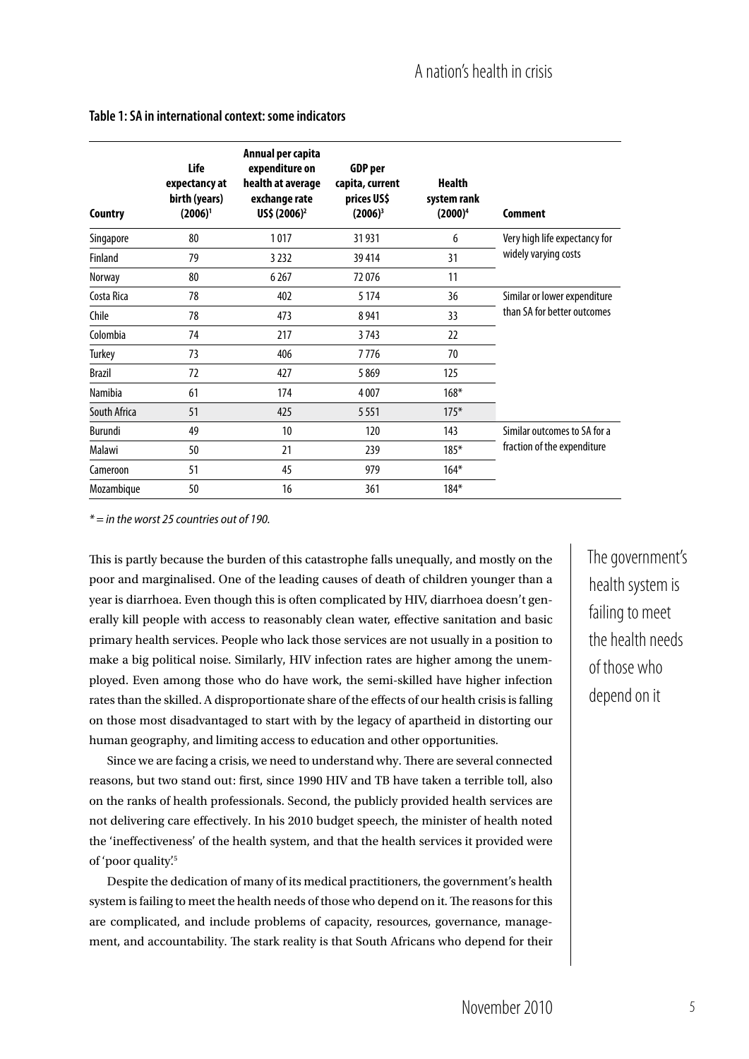**Table 1: SA in international context: some indicators**

| Country | Life expectancy at birth (years) (2006)[1] | Annual per capita expenditure on health at average exchange rate US$ (2006)[2] | GDP per capita, current prices US$ (2006)[3] | Health system rank (2000)[4] | Comment |
|---|---|---|---|---|---|
| Singapore | 80 | 1 017 | 31 931 | 6 | Very high life expectancy for widely varying costs |
| Finland | 79 | 3 232 | 39 414 | 31 | |
| Norway | 80 | 6 267 | 72 076 | 11 | |
| Costa Rica | 78 | 402 | 5 174 | 36 | Similar or lower expenditure than SA for better outcomes |
| Chile | 78 | 473 | 8 941 | 33 | |
| Colombia | 74 | 217 | 3 743 | 22 | |
| Turkey | 73 | 406 | 7 776 | 70 | |
| Brazil | 72 | 427 | 5 869 | 125 | |
| Namibia | 61 | 174 | 4 007 | 168* | |
| South Africa | 51 | 425 | 5 551 | 175* | |
| Burundi | 49 | 10 | 120 | 143 | Similar outcomes to SA for a fraction of the expenditure |
| Malawi | 50 | 21 | 239 | 185* | |
| Cameroon | 51 | 45 | 979 | 164* | |
| Mozambique | 50 | 16 | 361 | 184* | |

*\* = in the worst 25 countries out of 190.*

This is partly because the burden of this catastrophe falls unequally, and mostly on the poor and marginalised. One of the leading causes of death of children younger than a year is diarrhoea. Even though this is often complicated by HIV, diarrhoea doesn't generally kill people with access to reasonably clean water, effective sanitation and basic primary health services. People who lack those services are not usually in a position to make a big political noise. Similarly, HIV infection rates are higher among the unemployed. Even among those who do have work, the semi-skilled have higher infection rates than the skilled. A disproportionate share of the effects of our health crisis is falling on those most disadvantaged to start with by the legacy of apartheid in distorting our human geography, and limiting access to education and other opportunities.

> The government's health system is failing to meet the health needs of those who depend on it

Since we are facing a crisis, we need to understand why. There are several connected reasons, but two stand out: first, since 1990 HIV and TB have taken a terrible toll, also on the ranks of health professionals. Second, the publicly provided health services are not delivering care effectively. In his 2010 budget speech, the minister of health noted the 'ineffectiveness' of the health system, and that the health services it provided were of 'poor quality'.[5]

Despite the dedication of many of its medical practitioners, the government's health system is failing to meet the health needs of those who depend on it. The reasons for this are complicated, and include problems of capacity, resources, governance, management, and accountability. The stark reality is that South Africans who depend for their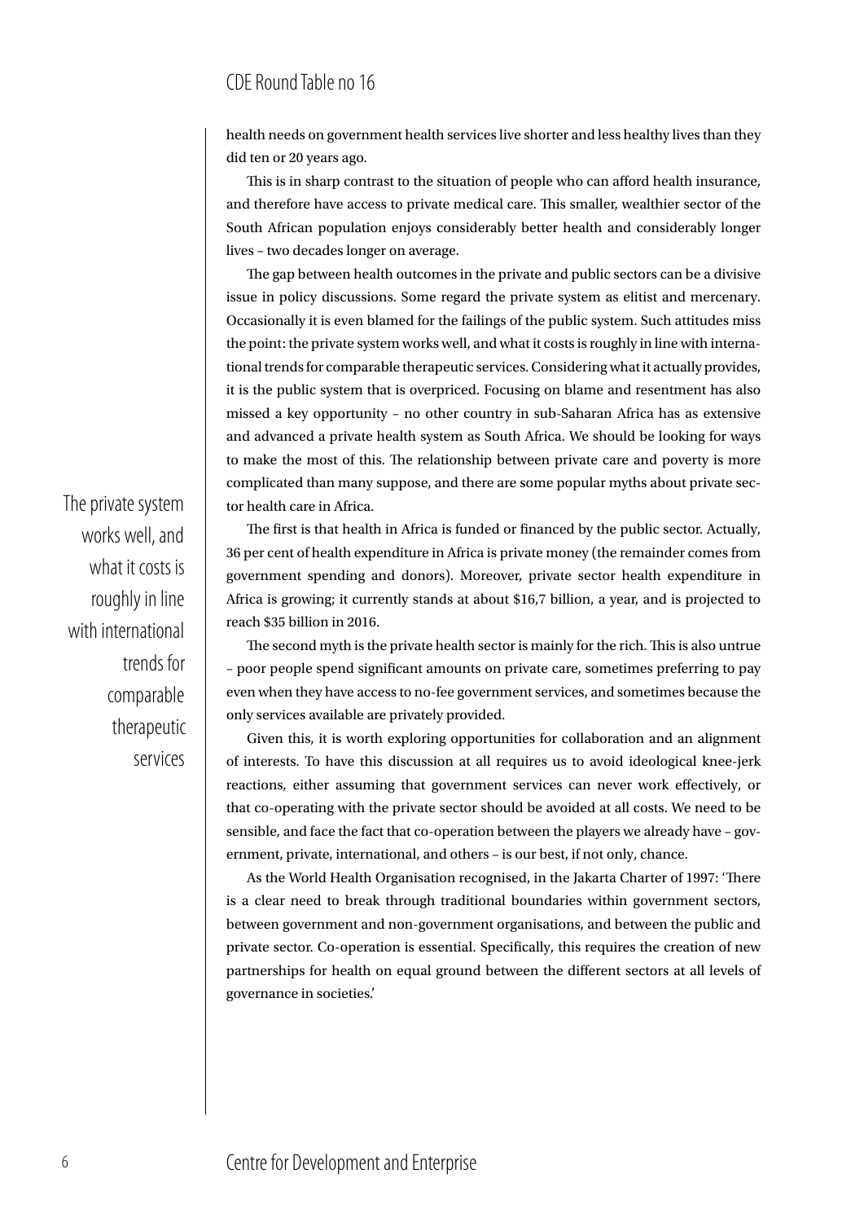health needs on government health services live shorter and less healthy lives than they did ten or 20 years ago.

This is in sharp contrast to the situation of people who can afford health insurance, and therefore have access to private medical care. This smaller, wealthier sector of the South African population enjoys considerably better health and considerably longer lives – two decades longer on average.

The gap between health outcomes in the private and public sectors can be a divisive issue in policy discussions. Some regard the private system as elitist and mercenary. Occasionally it is even blamed for the failings of the public system. Such attitudes miss the point: the private system works well, and what it costs is roughly in line with international trends for comparable therapeutic services. Considering what it actually provides, it is the public system that is overpriced. Focusing on blame and resentment has also missed a key opportunity – no other country in sub-Saharan Africa has as extensive and advanced a private health system as South Africa. We should be looking for ways to make the most of this. The relationship between private care and poverty is more complicated than many suppose, and there are some popular myths about private sector health care in Africa.

> The private system works well, and what it costs is roughly in line with international trends for comparable therapeutic services

The first is that health in Africa is funded or financed by the public sector. Actually, 36 per cent of health expenditure in Africa is private money (the remainder comes from government spending and donors). Moreover, private sector health expenditure in Africa is growing; it currently stands at about $16,7 billion, a year, and is projected to reach $35 billion in 2016.

The second myth is the private health sector is mainly for the rich. This is also untrue – poor people spend significant amounts on private care, sometimes preferring to pay even when they have access to no-fee government services, and sometimes because the only services available are privately provided.

Given this, it is worth exploring opportunities for collaboration and an alignment of interests. To have this discussion at all requires us to avoid ideological knee-jerk reactions, either assuming that government services can never work effectively, or that co-operating with the private sector should be avoided at all costs. We need to be sensible, and face the fact that co-operation between the players we already have – government, private, international, and others – is our best, if not only, chance.

As the World Health Organisation recognised, in the Jakarta Charter of 1997: 'There is a clear need to break through traditional boundaries within government sectors, between government and non-government organisations, and between the public and private sector. Co-operation is essential. Specifically, this requires the creation of new partnerships for health on equal ground between the different sectors at all levels of governance in societies.'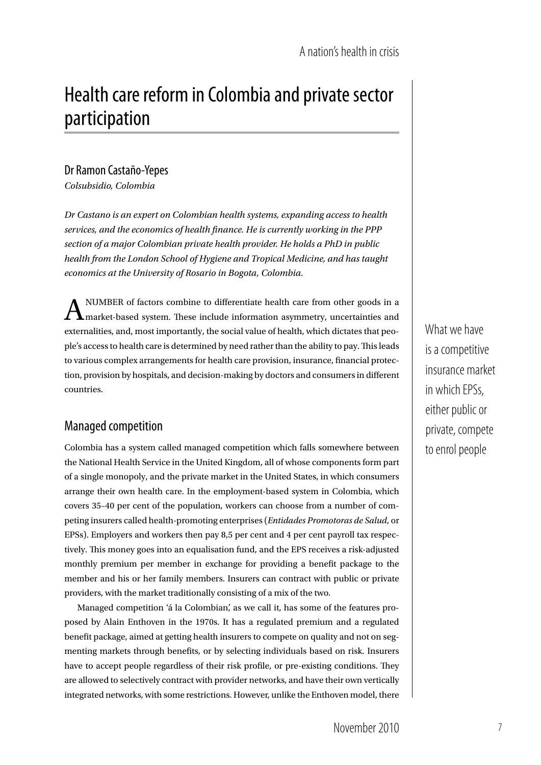# Health care reform in Colombia and private sector participation

## Dr Ramon Castaño-Yepes

*Colsubsidio, Colombia*

*Dr Castano is an expert on Colombian health systems, expanding access to health services, and the economics of health finance. He is currently working in the PPP section of a major Colombian private health provider. He holds a PhD in public health from the London School of Hygiene and Tropical Medicine, and has taught economics at the University of Rosario in Bogota, Colombia.*

A NUMBER of factors combine to differentiate health care from other goods in a market-based system. These include information asymmetry, uncertainties and externalities, and, most importantly, the social value of health, which dictates that people's access to health care is determined by need rather than the ability to pay. This leads to various complex arrangements for health care provision, insurance, financial protection, provision by hospitals, and decision-making by doctors and consumers in different countries.

> What we have is a competitive insurance market in which EPSs, either public or private, compete to enrol people

## Managed competition

Colombia has a system called managed competition which falls somewhere between the National Health Service in the United Kingdom, all of whose components form part of a single monopoly, and the private market in the United States, in which consumers arrange their own health care. In the employment-based system in Colombia, which covers 35–40 per cent of the population, workers can choose from a number of competing insurers called health-promoting enterprises (*Entidades Promotoras de Salud*, or EPSs). Employers and workers then pay 8,5 per cent and 4 per cent payroll tax respectively. This money goes into an equalisation fund, and the EPS receives a risk-adjusted monthly premium per member in exchange for providing a benefit package to the member and his or her family members. Insurers can contract with public or private providers, with the market traditionally consisting of a mix of the two.

Managed competition 'á la Colombian', as we call it, has some of the features proposed by Alain Enthoven in the 1970s. It has a regulated premium and a regulated benefit package, aimed at getting health insurers to compete on quality and not on segmenting markets through benefits, or by selecting individuals based on risk. Insurers have to accept people regardless of their risk profile, or pre-existing conditions. They are allowed to selectively contract with provider networks, and have their own vertically integrated networks, with some restrictions. However, unlike the Enthoven model, there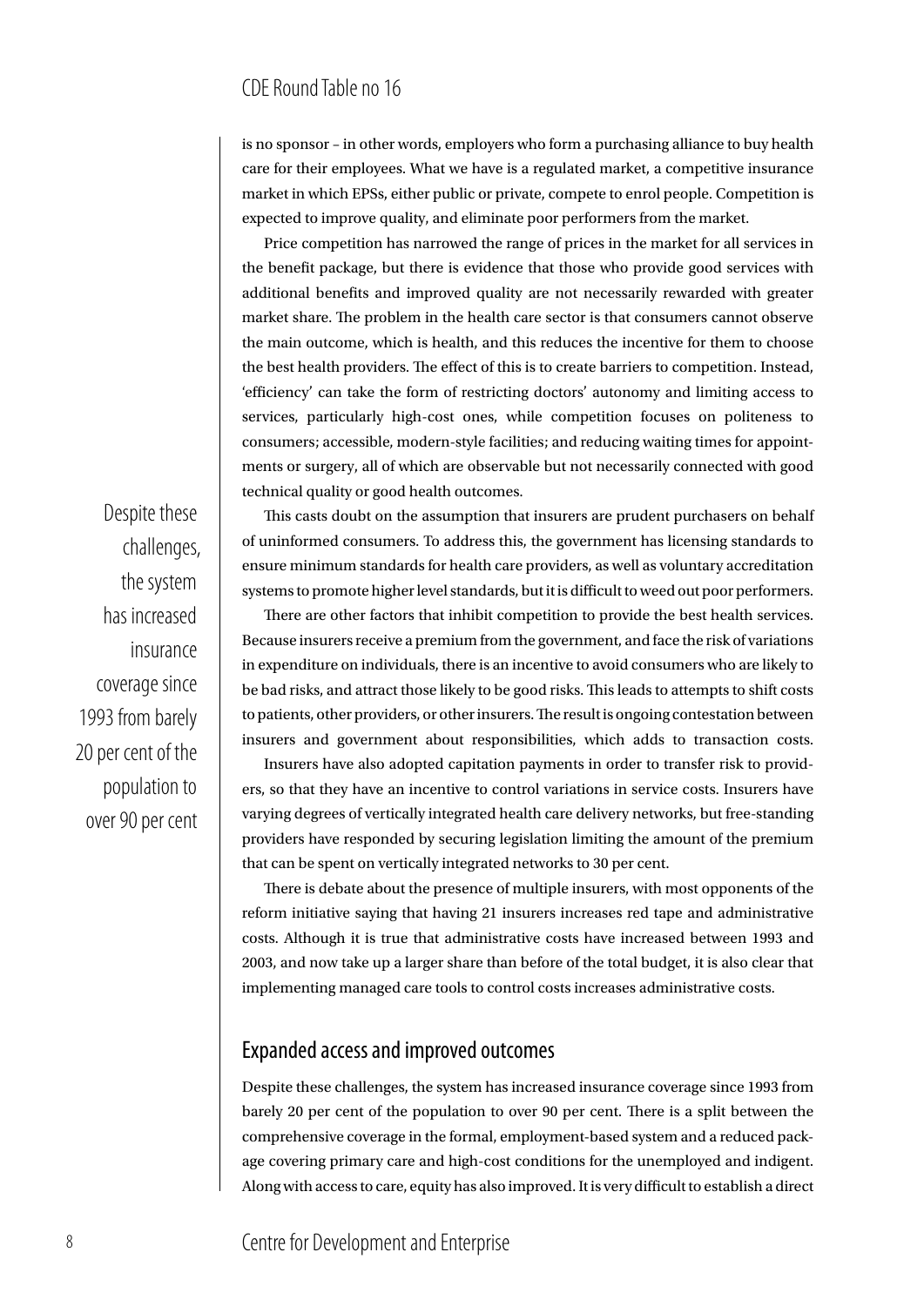is no sponsor – in other words, employers who form a purchasing alliance to buy health care for their employees. What we have is a regulated market, a competitive insurance market in which EPSs, either public or private, compete to enrol people. Competition is expected to improve quality, and eliminate poor performers from the market.

Price competition has narrowed the range of prices in the market for all services in the benefit package, but there is evidence that those who provide good services with additional benefits and improved quality are not necessarily rewarded with greater market share. The problem in the health care sector is that consumers cannot observe the main outcome, which is health, and this reduces the incentive for them to choose the best health providers. The effect of this is to create barriers to competition. Instead, 'efficiency' can take the form of restricting doctors' autonomy and limiting access to services, particularly high-cost ones, while competition focuses on politeness to consumers; accessible, modern-style facilities; and reducing waiting times for appointments or surgery, all of which are observable but not necessarily connected with good technical quality or good health outcomes.

This casts doubt on the assumption that insurers are prudent purchasers on behalf of uninformed consumers. To address this, the government has licensing standards to ensure minimum standards for health care providers, as well as voluntary accreditation systems to promote higher level standards, but it is difficult to weed out poor performers.

There are other factors that inhibit competition to provide the best health services. Because insurers receive a premium from the government, and face the risk of variations in expenditure on individuals, there is an incentive to avoid consumers who are likely to be bad risks, and attract those likely to be good risks. This leads to attempts to shift costs to patients, other providers, or other insurers. The result is ongoing contestation between insurers and government about responsibilities, which adds to transaction costs.

Insurers have also adopted capitation payments in order to transfer risk to providers, so that they have an incentive to control variations in service costs. Insurers have varying degrees of vertically integrated health care delivery networks, but free-standing providers have responded by securing legislation limiting the amount of the premium that can be spent on vertically integrated networks to 30 per cent.

There is debate about the presence of multiple insurers, with most opponents of the reform initiative saying that having 21 insurers increases red tape and administrative costs. Although it is true that administrative costs have increased between 1993 and 2003, and now take up a larger share than before of the total budget, it is also clear that implementing managed care tools to control costs increases administrative costs.

> Despite these challenges, the system has increased insurance coverage since 1993 from barely 20 per cent of the population to over 90 per cent

## Expanded access and improved outcomes

Despite these challenges, the system has increased insurance coverage since 1993 from barely 20 per cent of the population to over 90 per cent. There is a split between the comprehensive coverage in the formal, employment-based system and a reduced package covering primary care and high-cost conditions for the unemployed and indigent. Along with access to care, equity has also improved. It is very difficult to establish a direct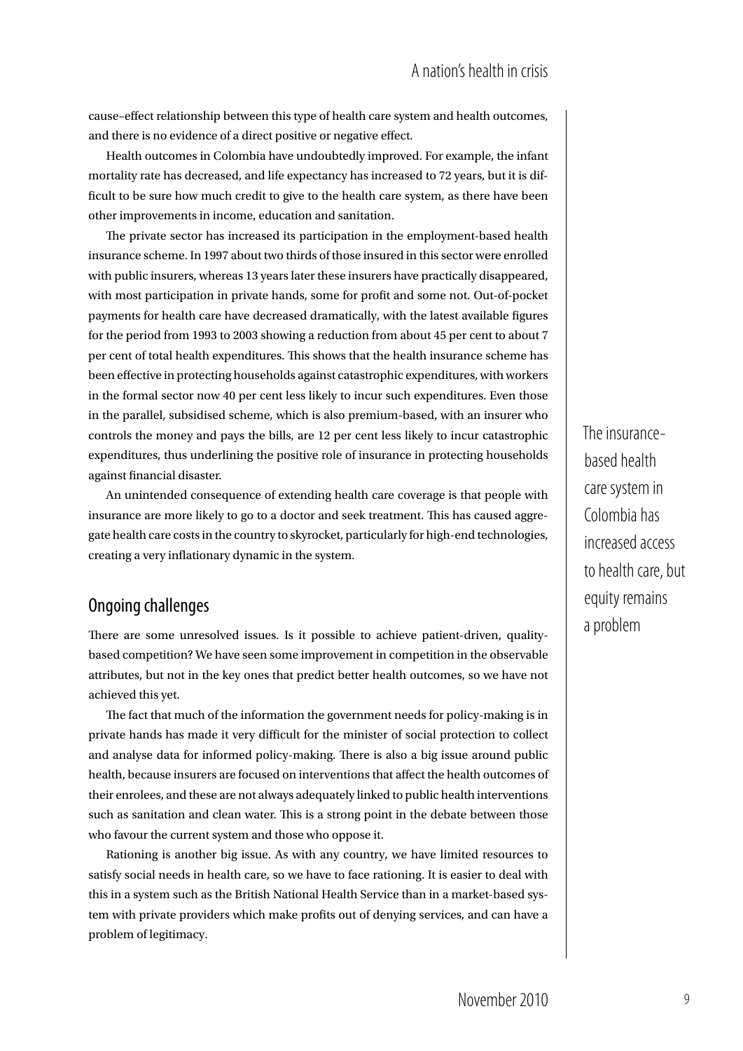cause–effect relationship between this type of health care system and health outcomes, and there is no evidence of a direct positive or negative effect.

Health outcomes in Colombia have undoubtedly improved. For example, the infant mortality rate has decreased, and life expectancy has increased to 72 years, but it is difficult to be sure how much credit to give to the health care system, as there have been other improvements in income, education and sanitation.

The private sector has increased its participation in the employment-based health insurance scheme. In 1997 about two thirds of those insured in this sector were enrolled with public insurers, whereas 13 years later these insurers have practically disappeared, with most participation in private hands, some for profit and some not. Out-of-pocket payments for health care have decreased dramatically, with the latest available figures for the period from 1993 to 2003 showing a reduction from about 45 per cent to about 7 per cent of total health expenditures. This shows that the health insurance scheme has been effective in protecting households against catastrophic expenditures, with workers in the formal sector now 40 per cent less likely to incur such expenditures. Even those in the parallel, subsidised scheme, which is also premium-based, with an insurer who controls the money and pays the bills, are 12 per cent less likely to incur catastrophic expenditures, thus underlining the positive role of insurance in protecting households against financial disaster.

> The insurance-based health care system in Colombia has increased access to health care, but equity remains a problem

An unintended consequence of extending health care coverage is that people with insurance are more likely to go to a doctor and seek treatment. This has caused aggregate health care costs in the country to skyrocket, particularly for high-end technologies, creating a very inflationary dynamic in the system.

## Ongoing challenges

There are some unresolved issues. Is it possible to achieve patient-driven, quality-based competition? We have seen some improvement in competition in the observable attributes, but not in the key ones that predict better health outcomes, so we have not achieved this yet.

The fact that much of the information the government needs for policy-making is in private hands has made it very difficult for the minister of social protection to collect and analyse data for informed policy-making. There is also a big issue around public health, because insurers are focused on interventions that affect the health outcomes of their enrolees, and these are not always adequately linked to public health interventions such as sanitation and clean water. This is a strong point in the debate between those who favour the current system and those who oppose it.

Rationing is another big issue. As with any country, we have limited resources to satisfy social needs in health care, so we have to face rationing. It is easier to deal with this in a system such as the British National Health Service than in a market-based system with private providers which make profits out of denying services, and can have a problem of legitimacy.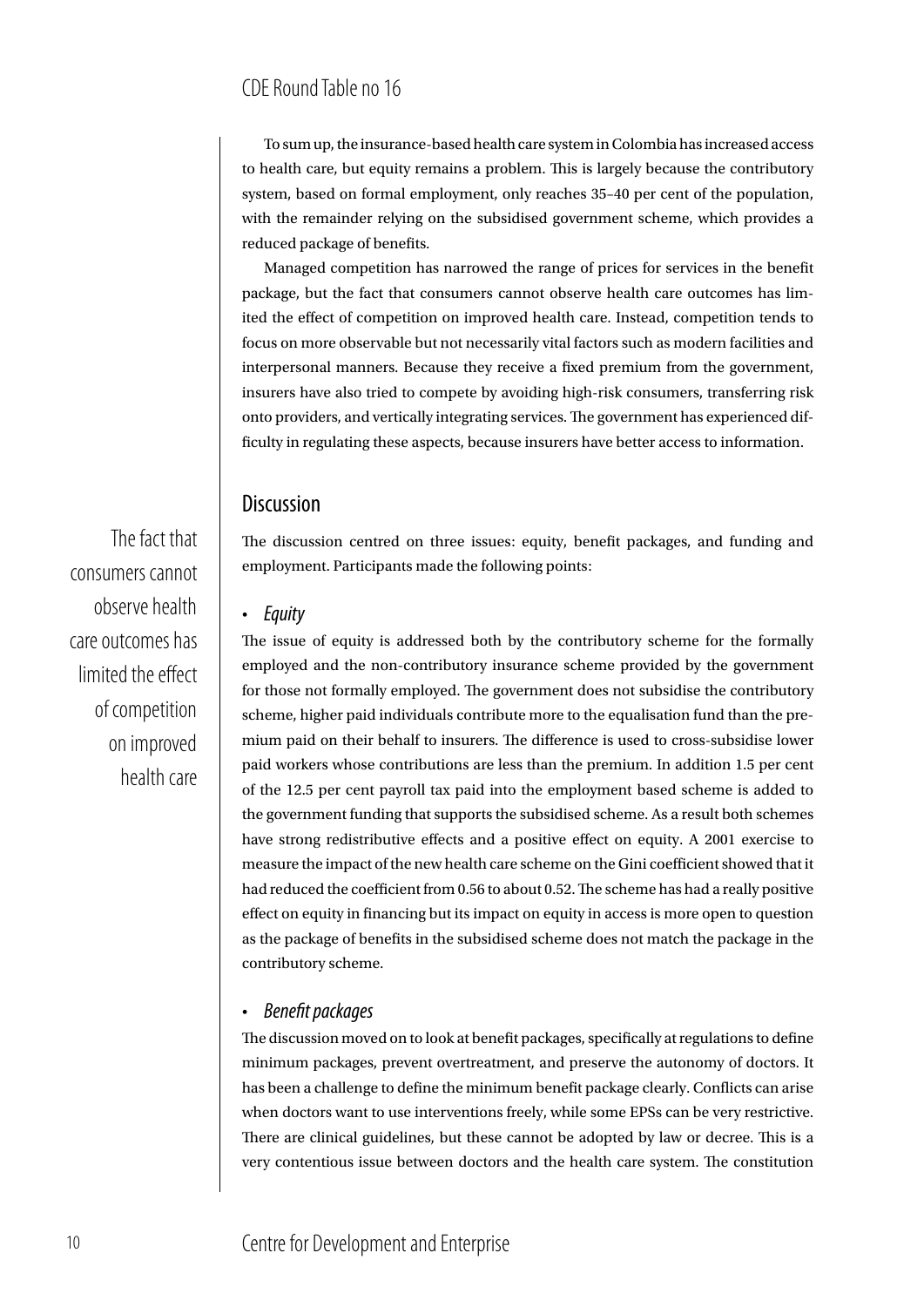To sum up, the insurance-based health care system in Colombia has increased access to health care, but equity remains a problem. This is largely because the contributory system, based on formal employment, only reaches 35–40 per cent of the population, with the remainder relying on the subsidised government scheme, which provides a reduced package of benefits.

Managed competition has narrowed the range of prices for services in the benefit package, but the fact that consumers cannot observe health care outcomes has limited the effect of competition on improved health care. Instead, competition tends to focus on more observable but not necessarily vital factors such as modern facilities and interpersonal manners. Because they receive a fixed premium from the government, insurers have also tried to compete by avoiding high-risk consumers, transferring risk onto providers, and vertically integrating services. The government has experienced difficulty in regulating these aspects, because insurers have better access to information.

## Discussion

The fact that consumers cannot observe health care outcomes has limited the effect of competition on improved health care

The discussion centred on three issues: equity, benefit packages, and funding and employment. Participants made the following points:

- *Equity*

The issue of equity is addressed both by the contributory scheme for the formally employed and the non-contributory insurance scheme provided by the government for those not formally employed. The government does not subsidise the contributory scheme, higher paid individuals contribute more to the equalisation fund than the premium paid on their behalf to insurers. The difference is used to cross-subsidise lower paid workers whose contributions are less than the premium. In addition 1.5 per cent of the 12.5 per cent payroll tax paid into the employment based scheme is added to the government funding that supports the subsidised scheme. As a result both schemes have strong redistributive effects and a positive effect on equity. A 2001 exercise to measure the impact of the new health care scheme on the Gini coefficient showed that it had reduced the coefficient from 0.56 to about 0.52. The scheme has had a really positive effect on equity in financing but its impact on equity in access is more open to question as the package of benefits in the subsidised scheme does not match the package in the contributory scheme.

- *Benefit packages*

The discussion moved on to look at benefit packages, specifically at regulations to define minimum packages, prevent overtreatment, and preserve the autonomy of doctors. It has been a challenge to define the minimum benefit package clearly. Conflicts can arise when doctors want to use interventions freely, while some EPSs can be very restrictive. There are clinical guidelines, but these cannot be adopted by law or decree. This is a very contentious issue between doctors and the health care system. The constitution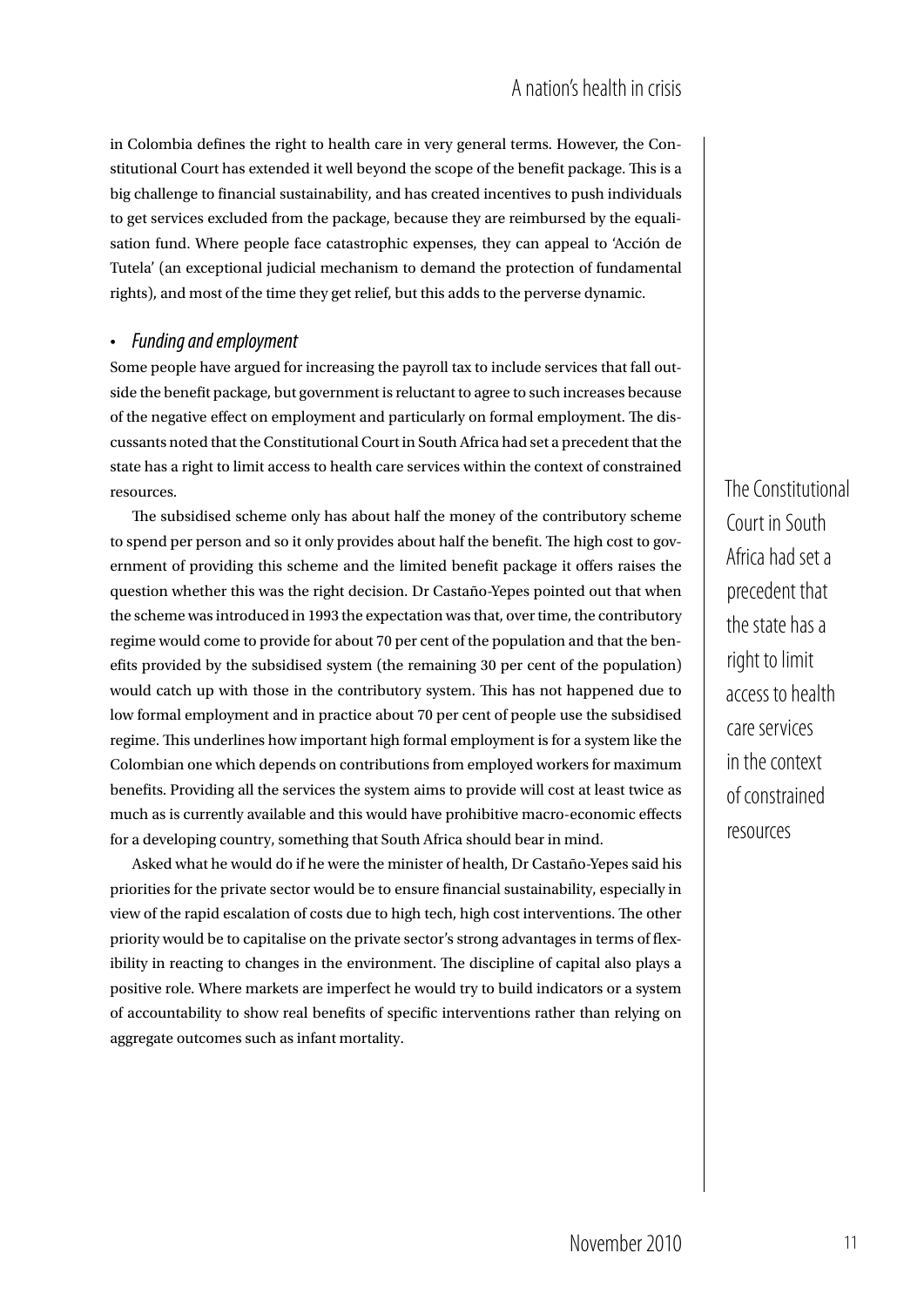in Colombia defines the right to health care in very general terms. However, the Constitutional Court has extended it well beyond the scope of the benefit package. This is a big challenge to financial sustainability, and has created incentives to push individuals to get services excluded from the package, because they are reimbursed by the equalisation fund. Where people face catastrophic expenses, they can appeal to 'Acción de Tutela' (an exceptional judicial mechanism to demand the protection of fundamental rights), and most of the time they get relief, but this adds to the perverse dynamic.

- *Funding and employment*

Some people have argued for increasing the payroll tax to include services that fall outside the benefit package, but government is reluctant to agree to such increases because of the negative effect on employment and particularly on formal employment. The discussants noted that the Constitutional Court in South Africa had set a precedent that the state has a right to limit access to health care services within the context of constrained resources.

The subsidised scheme only has about half the money of the contributory scheme to spend per person and so it only provides about half the benefit. The high cost to government of providing this scheme and the limited benefit package it offers raises the question whether this was the right decision. Dr Castaño-Yepes pointed out that when the scheme was introduced in 1993 the expectation was that, over time, the contributory regime would come to provide for about 70 per cent of the population and that the benefits provided by the subsidised system (the remaining 30 per cent of the population) would catch up with those in the contributory system. This has not happened due to low formal employment and in practice about 70 per cent of people use the subsidised regime. This underlines how important high formal employment is for a system like the Colombian one which depends on contributions from employed workers for maximum benefits. Providing all the services the system aims to provide will cost at least twice as much as is currently available and this would have prohibitive macro-economic effects for a developing country, something that South Africa should bear in mind.

> The Constitutional Court in South Africa had set a precedent that the state has a right to limit access to health care services in the context of constrained resources

Asked what he would do if he were the minister of health, Dr Castaño-Yepes said his priorities for the private sector would be to ensure financial sustainability, especially in view of the rapid escalation of costs due to high tech, high cost interventions. The other priority would be to capitalise on the private sector's strong advantages in terms of flexibility in reacting to changes in the environment. The discipline of capital also plays a positive role. Where markets are imperfect he would try to build indicators or a system of accountability to show real benefits of specific interventions rather than relying on aggregate outcomes such as infant mortality.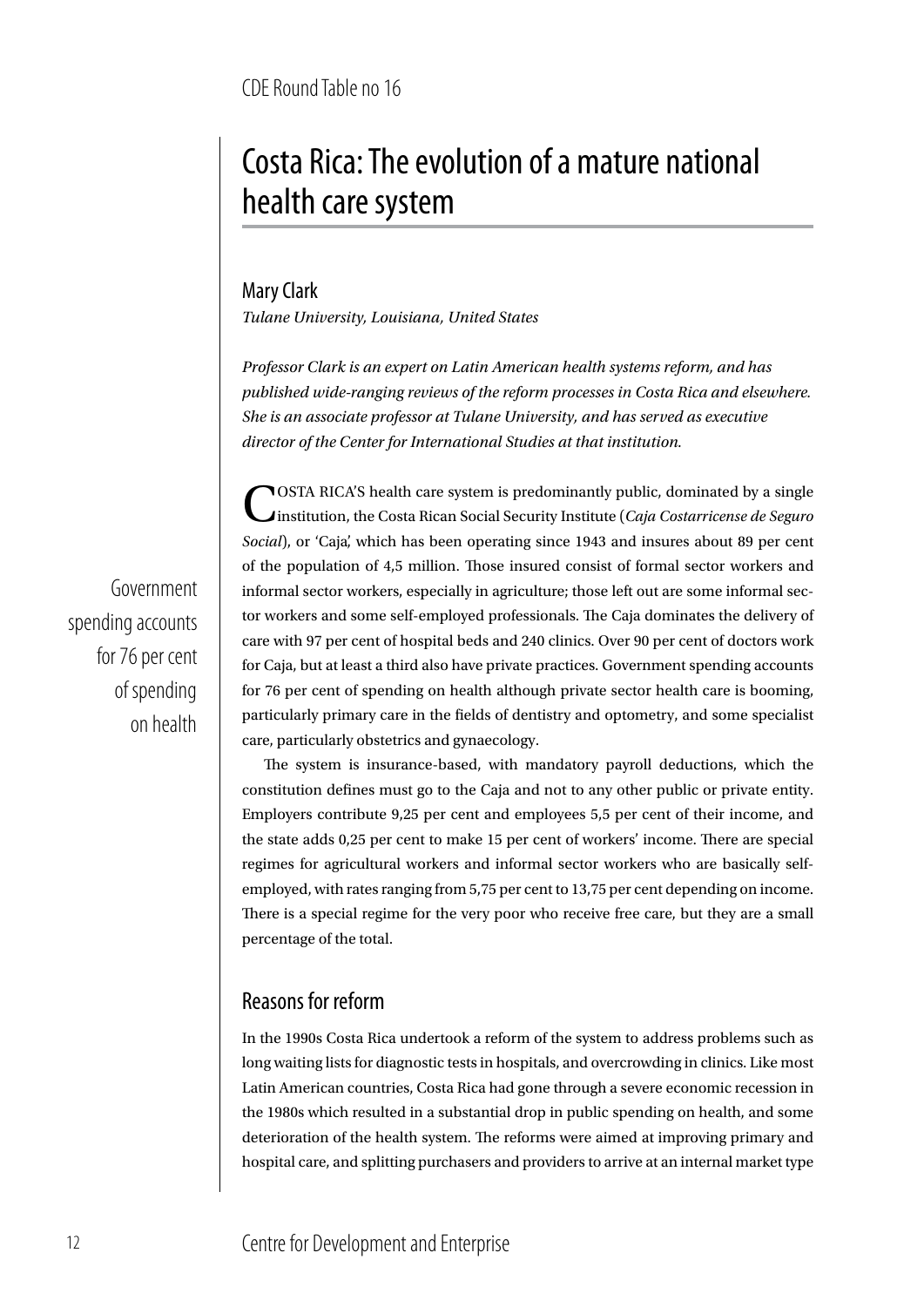CDE Round Table no 16

# Costa Rica: The evolution of a mature national health care system

## Mary Clark

*Tulane University, Louisiana, United States*

*Professor Clark is an expert on Latin American health systems reform, and has published wide-ranging reviews of the reform processes in Costa Rica and elsewhere. She is an associate professor at Tulane University, and has served as executive director of the Center for International Studies at that institution.*

Government spending accounts for 76 per cent of spending on health

COSTA RICA'S health care system is predominantly public, dominated by a single institution, the Costa Rican Social Security Institute (*Caja Costarricense de Seguro Social*), or 'Caja', which has been operating since 1943 and insures about 89 per cent of the population of 4,5 million. Those insured consist of formal sector workers and informal sector workers, especially in agriculture; those left out are some informal sector workers and some self-employed professionals. The Caja dominates the delivery of care with 97 per cent of hospital beds and 240 clinics. Over 90 per cent of doctors work for Caja, but at least a third also have private practices. Government spending accounts for 76 per cent of spending on health although private sector health care is booming, particularly primary care in the fields of dentistry and optometry, and some specialist care, particularly obstetrics and gynaecology.

The system is insurance-based, with mandatory payroll deductions, which the constitution defines must go to the Caja and not to any other public or private entity. Employers contribute 9,25 per cent and employees 5,5 per cent of their income, and the state adds 0,25 per cent to make 15 per cent of workers' income. There are special regimes for agricultural workers and informal sector workers who are basically self-employed, with rates ranging from 5,75 per cent to 13,75 per cent depending on income. There is a special regime for the very poor who receive free care, but they are a small percentage of the total.

## Reasons for reform

In the 1990s Costa Rica undertook a reform of the system to address problems such as long waiting lists for diagnostic tests in hospitals, and overcrowding in clinics. Like most Latin American countries, Costa Rica had gone through a severe economic recession in the 1980s which resulted in a substantial drop in public spending on health, and some deterioration of the health system. The reforms were aimed at improving primary and hospital care, and splitting purchasers and providers to arrive at an internal market type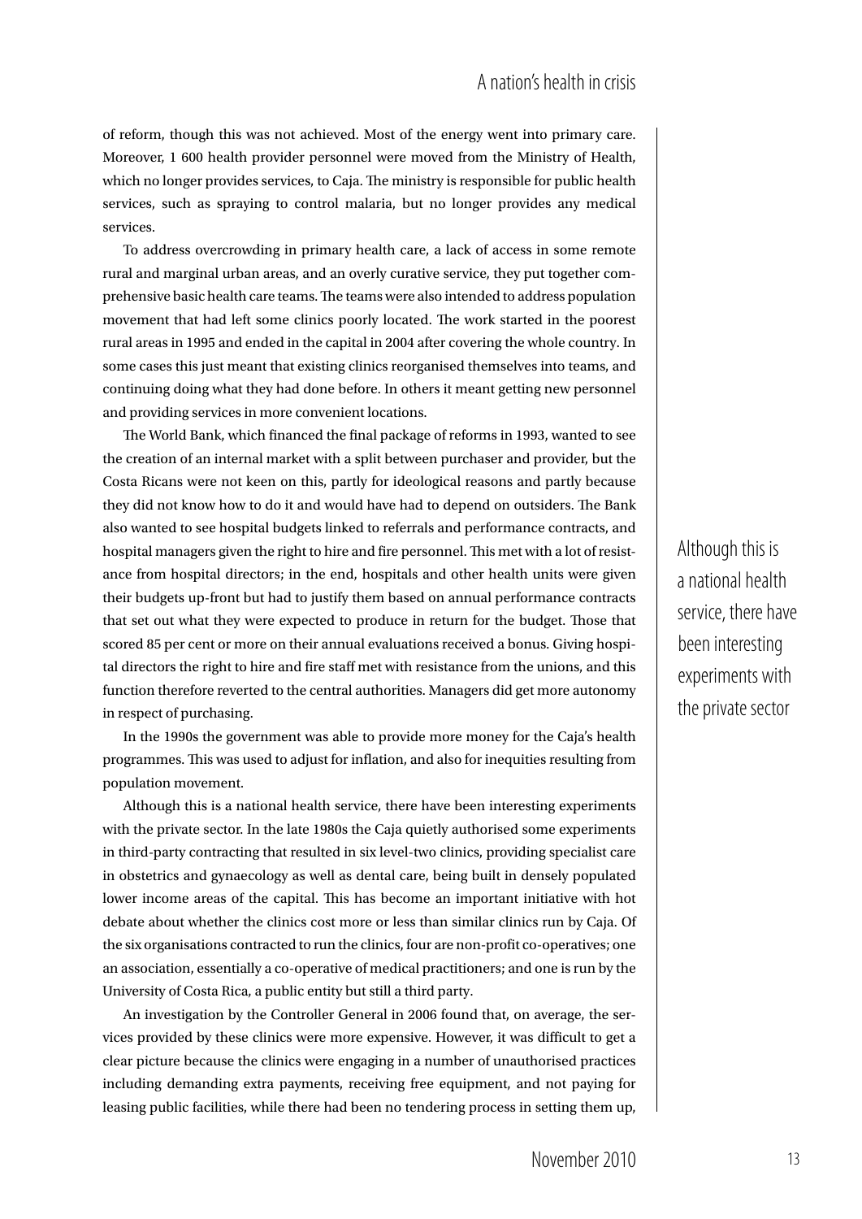of reform, though this was not achieved. Most of the energy went into primary care. Moreover, 1 600 health provider personnel were moved from the Ministry of Health, which no longer provides services, to Caja. The ministry is responsible for public health services, such as spraying to control malaria, but no longer provides any medical services.

To address overcrowding in primary health care, a lack of access in some remote rural and marginal urban areas, and an overly curative service, they put together comprehensive basic health care teams. The teams were also intended to address population movement that had left some clinics poorly located. The work started in the poorest rural areas in 1995 and ended in the capital in 2004 after covering the whole country. In some cases this just meant that existing clinics reorganised themselves into teams, and continuing doing what they had done before. In others it meant getting new personnel and providing services in more convenient locations.

The World Bank, which financed the final package of reforms in 1993, wanted to see the creation of an internal market with a split between purchaser and provider, but the Costa Ricans were not keen on this, partly for ideological reasons and partly because they did not know how to do it and would have had to depend on outsiders. The Bank also wanted to see hospital budgets linked to referrals and performance contracts, and hospital managers given the right to hire and fire personnel. This met with a lot of resistance from hospital directors; in the end, hospitals and other health units were given their budgets up-front but had to justify them based on annual performance contracts that set out what they were expected to produce in return for the budget. Those that scored 85 per cent or more on their annual evaluations received a bonus. Giving hospital directors the right to hire and fire staff met with resistance from the unions, and this function therefore reverted to the central authorities. Managers did get more autonomy in respect of purchasing.

In the 1990s the government was able to provide more money for the Caja's health programmes. This was used to adjust for inflation, and also for inequities resulting from population movement.

Although this is a national health service, there have been interesting experiments with the private sector. In the late 1980s the Caja quietly authorised some experiments in third-party contracting that resulted in six level-two clinics, providing specialist care in obstetrics and gynaecology as well as dental care, being built in densely populated lower income areas of the capital. This has become an important initiative with hot debate about whether the clinics cost more or less than similar clinics run by Caja. Of the six organisations contracted to run the clinics, four are non-profit co-operatives; one an association, essentially a co-operative of medical practitioners; and one is run by the University of Costa Rica, a public entity but still a third party.

An investigation by the Controller General in 2006 found that, on average, the services provided by these clinics were more expensive. However, it was difficult to get a clear picture because the clinics were engaging in a number of unauthorised practices including demanding extra payments, receiving free equipment, and not paying for leasing public facilities, while there had been no tendering process in setting them up,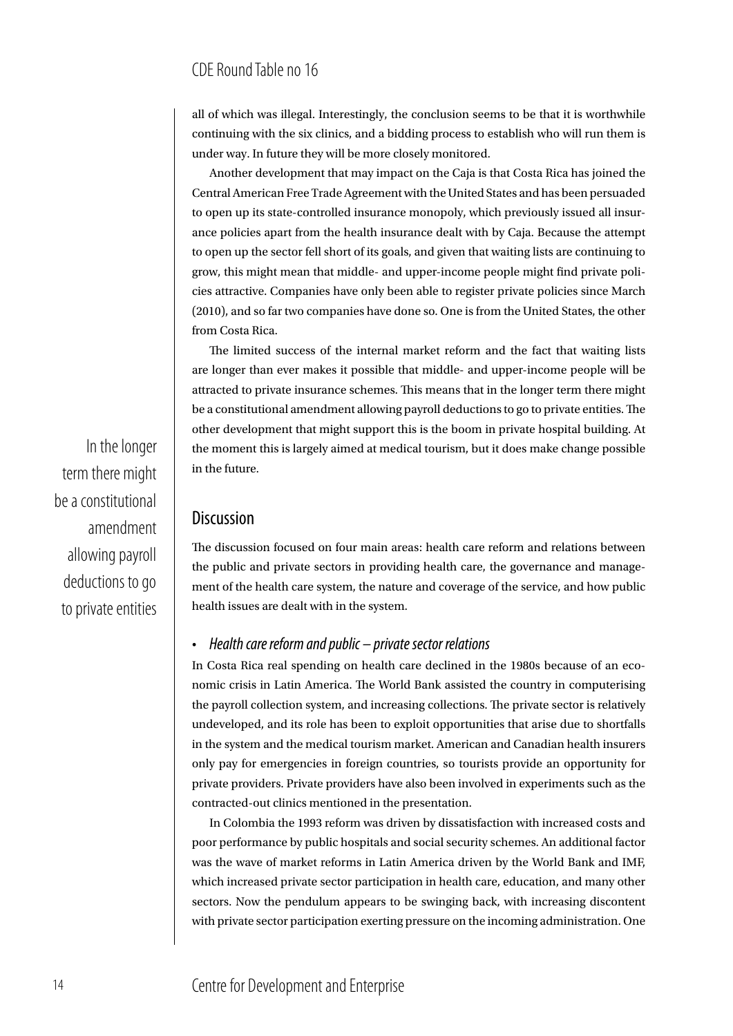all of which was illegal. Interestingly, the conclusion seems to be that it is worthwhile continuing with the six clinics, and a bidding process to establish who will run them is under way. In future they will be more closely monitored.

Another development that may impact on the Caja is that Costa Rica has joined the Central American Free Trade Agreement with the United States and has been persuaded to open up its state-controlled insurance monopoly, which previously issued all insurance policies apart from the health insurance dealt with by Caja. Because the attempt to open up the sector fell short of its goals, and given that waiting lists are continuing to grow, this might mean that middle- and upper-income people might find private policies attractive. Companies have only been able to register private policies since March (2010), and so far two companies have done so. One is from the United States, the other from Costa Rica.

The limited success of the internal market reform and the fact that waiting lists are longer than ever makes it possible that middle- and upper-income people will be attracted to private insurance schemes. This means that in the longer term there might be a constitutional amendment allowing payroll deductions to go to private entities. The other development that might support this is the boom in private hospital building. At the moment this is largely aimed at medical tourism, but it does make change possible in the future.

> In the longer term there might be a constitutional amendment allowing payroll deductions to go to private entities

## Discussion

The discussion focused on four main areas: health care reform and relations between the public and private sectors in providing health care, the governance and management of the health care system, the nature and coverage of the service, and how public health issues are dealt with in the system.

- *Health care reform and public – private sector relations*

In Costa Rica real spending on health care declined in the 1980s because of an economic crisis in Latin America. The World Bank assisted the country in computerising the payroll collection system, and increasing collections. The private sector is relatively undeveloped, and its role has been to exploit opportunities that arise due to shortfalls in the system and the medical tourism market. American and Canadian health insurers only pay for emergencies in foreign countries, so tourists provide an opportunity for private providers. Private providers have also been involved in experiments such as the contracted-out clinics mentioned in the presentation.

In Colombia the 1993 reform was driven by dissatisfaction with increased costs and poor performance by public hospitals and social security schemes. An additional factor was the wave of market reforms in Latin America driven by the World Bank and IMF, which increased private sector participation in health care, education, and many other sectors. Now the pendulum appears to be swinging back, with increasing discontent with private sector participation exerting pressure on the incoming administration. One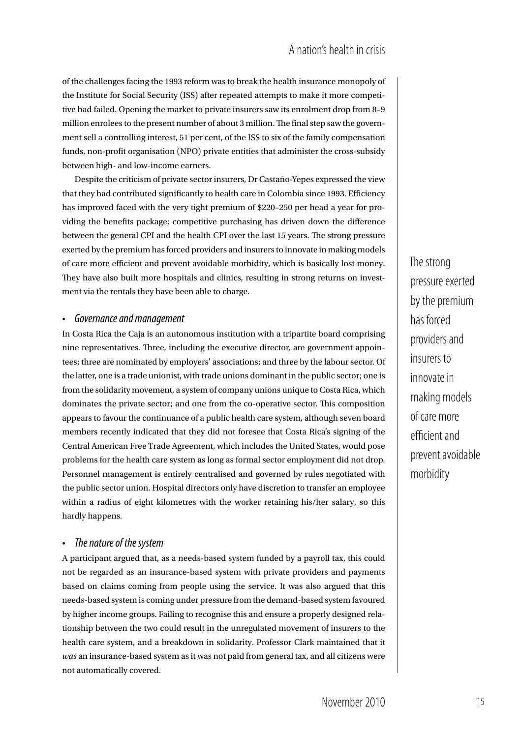of the challenges facing the 1993 reform was to break the health insurance monopoly of the Institute for Social Security (ISS) after repeated attempts to make it more competitive had failed. Opening the market to private insurers saw its enrolment drop from 8–9 million enrolees to the present number of about 3 million. The final step saw the government sell a controlling interest, 51 per cent, of the ISS to six of the family compensation funds, non-profit organisation (NPO) private entities that administer the cross-subsidy between high- and low-income earners.

Despite the criticism of private sector insurers, Dr Castaño-Yepes expressed the view that they had contributed significantly to health care in Colombia since 1993. Efficiency has improved faced with the very tight premium of $220–250 per head a year for providing the benefits package; competitive purchasing has driven down the difference between the general CPI and the health CPI over the last 15 years. The strong pressure exerted by the premium has forced providers and insurers to innovate in making models of care more efficient and prevent avoidable morbidity, which is basically lost money. They have also built more hospitals and clinics, resulting in strong returns on investment via the rentals they have been able to charge.

> The strong pressure exerted by the premium has forced providers and insurers to innovate in making models of care more efficient and prevent avoidable morbidity

- *Governance and management*

In Costa Rica the Caja is an autonomous institution with a tripartite board comprising nine representatives. Three, including the executive director, are government appointees; three are nominated by employers' associations; and three by the labour sector. Of the latter, one is a trade unionist, with trade unions dominant in the public sector; one is from the solidarity movement, a system of company unions unique to Costa Rica, which dominates the private sector; and one from the co-operative sector. This composition appears to favour the continuance of a public health care system, although seven board members recently indicated that they did not foresee that Costa Rica's signing of the Central American Free Trade Agreement, which includes the United States, would pose problems for the health care system as long as formal sector employment did not drop. Personnel management is entirely centralised and governed by rules negotiated with the public sector union. Hospital directors only have discretion to transfer an employee within a radius of eight kilometres with the worker retaining his/her salary, so this hardly happens.

- *The nature of the system*

A participant argued that, as a needs-based system funded by a payroll tax, this could not be regarded as an insurance-based system with private providers and payments based on claims coming from people using the service. It was also argued that this needs-based system is coming under pressure from the demand-based system favoured by higher income groups. Failing to recognise this and ensure a properly designed relationship between the two could result in the unregulated movement of insurers to the health care system, and a breakdown in solidarity. Professor Clark maintained that it *was* an insurance-based system as it was not paid from general tax, and all citizens were not automatically covered.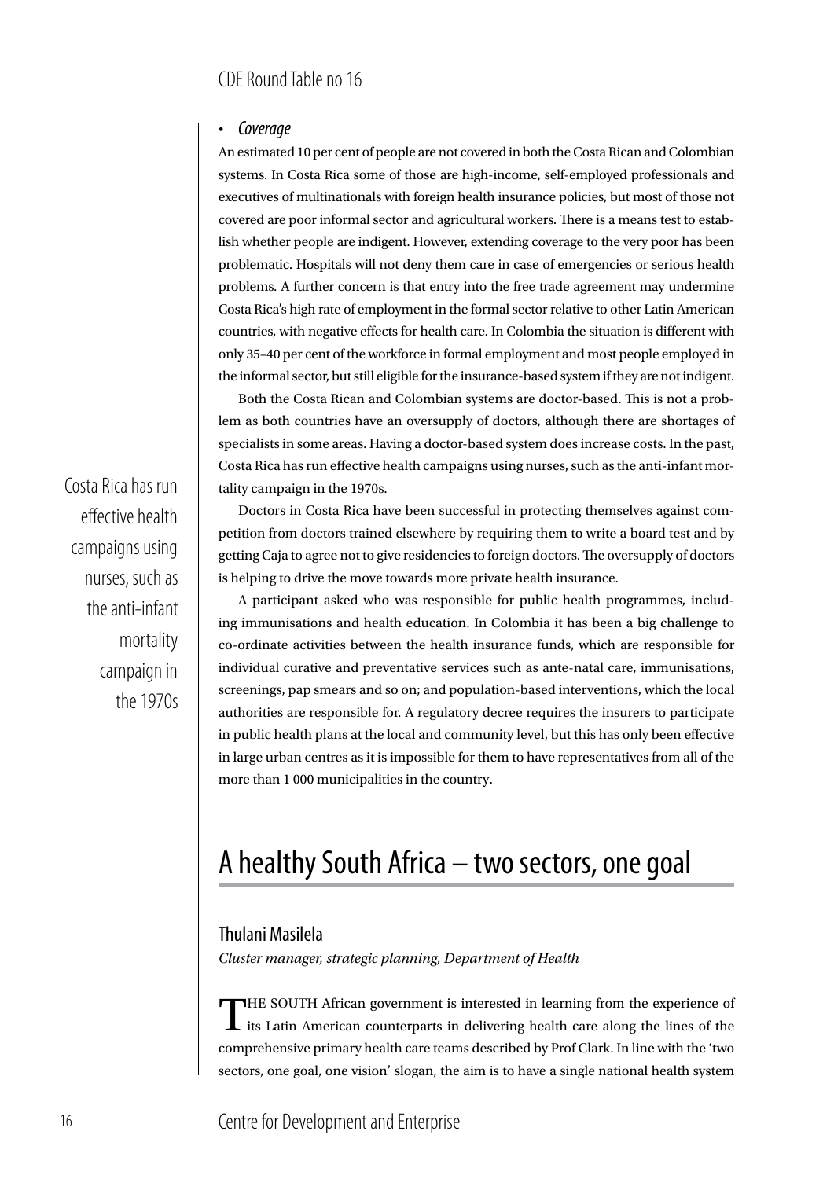- *Coverage*

An estimated 10 per cent of people are not covered in both the Costa Rican and Colombian systems. In Costa Rica some of those are high-income, self-employed professionals and executives of multinationals with foreign health insurance policies, but most of those not covered are poor informal sector and agricultural workers. There is a means test to establish whether people are indigent. However, extending coverage to the very poor has been problematic. Hospitals will not deny them care in case of emergencies or serious health problems. A further concern is that entry into the free trade agreement may undermine Costa Rica's high rate of employment in the formal sector relative to other Latin American countries, with negative effects for health care. In Colombia the situation is different with only 35–40 per cent of the workforce in formal employment and most people employed in the informal sector, but still eligible for the insurance-based system if they are not indigent.

Both the Costa Rican and Colombian systems are doctor-based. This is not a problem as both countries have an oversupply of doctors, although there are shortages of specialists in some areas. Having a doctor-based system does increase costs. In the past, Costa Rica has run effective health campaigns using nurses, such as the anti-infant mortality campaign in the 1970s.

> Costa Rica has run effective health campaigns using nurses, such as the anti-infant mortality campaign in the 1970s

Doctors in Costa Rica have been successful in protecting themselves against competition from doctors trained elsewhere by requiring them to write a board test and by getting Caja to agree not to give residencies to foreign doctors. The oversupply of doctors is helping to drive the move towards more private health insurance.

A participant asked who was responsible for public health programmes, including immunisations and health education. In Colombia it has been a big challenge to co-ordinate activities between the health insurance funds, which are responsible for individual curative and preventative services such as ante-natal care, immunisations, screenings, pap smears and so on; and population-based interventions, which the local authorities are responsible for. A regulatory decree requires the insurers to participate in public health plans at the local and community level, but this has only been effective in large urban centres as it is impossible for them to have representatives from all of the more than 1 000 municipalities in the country.

# A healthy South Africa – two sectors, one goal

## Thulani Masilela

*Cluster manager, strategic planning, Department of Health*

THE SOUTH African government is interested in learning from the experience of its Latin American counterparts in delivering health care along the lines of the comprehensive primary health care teams described by Prof Clark. In line with the 'two sectors, one goal, one vision' slogan, the aim is to have a single national health system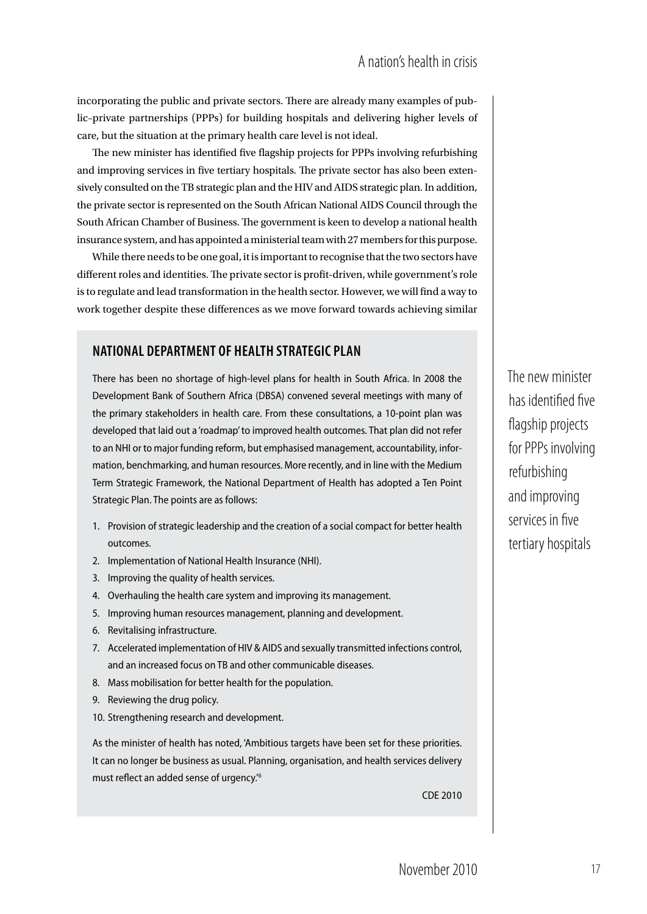incorporating the public and private sectors. There are already many examples of public–private partnerships (PPPs) for building hospitals and delivering higher levels of care, but the situation at the primary health care level is not ideal.

The new minister has identified five flagship projects for PPPs involving refurbishing and improving services in five tertiary hospitals. The private sector has also been extensively consulted on the TB strategic plan and the HIV and AIDS strategic plan. In addition, the private sector is represented on the South African National AIDS Council through the South African Chamber of Business. The government is keen to develop a national health insurance system, and has appointed a ministerial team with 27 members for this purpose.

While there needs to be one goal, it is important to recognise that the two sectors have different roles and identities. The private sector is profit-driven, while government's role is to regulate and lead transformation in the health sector. However, we will find a way to work together despite these differences as we move forward towards achieving similar

## NATIONAL DEPARTMENT OF HEALTH STRATEGIC PLAN

There has been no shortage of high-level plans for health in South Africa. In 2008 the Development Bank of Southern Africa (DBSA) convened several meetings with many of the primary stakeholders in health care. From these consultations, a 10-point plan was developed that laid out a 'roadmap' to improved health outcomes. That plan did not refer to an NHI or to major funding reform, but emphasised management, accountability, information, benchmarking, and human resources. More recently, and in line with the Medium Term Strategic Framework, the National Department of Health has adopted a Ten Point Strategic Plan. The points are as follows:

1. Provision of strategic leadership and the creation of a social compact for better health outcomes.
2. Implementation of National Health Insurance (NHI).
3. Improving the quality of health services.
4. Overhauling the health care system and improving its management.
5. Improving human resources management, planning and development.
6. Revitalising infrastructure.
7. Accelerated implementation of HIV & AIDS and sexually transmitted infections control, and an increased focus on TB and other communicable diseases.
8. Mass mobilisation for better health for the population.
9. Reviewing the drug policy.
10. Strengthening research and development.

As the minister of health has noted, 'Ambitious targets have been set for these priorities. It can no longer be business as usual. Planning, organisation, and health services delivery must reflect an added sense of urgency.'[6]

CDE 2010

The new minister has identified five flagship projects for PPPs involving refurbishing and improving services in five tertiary hospitals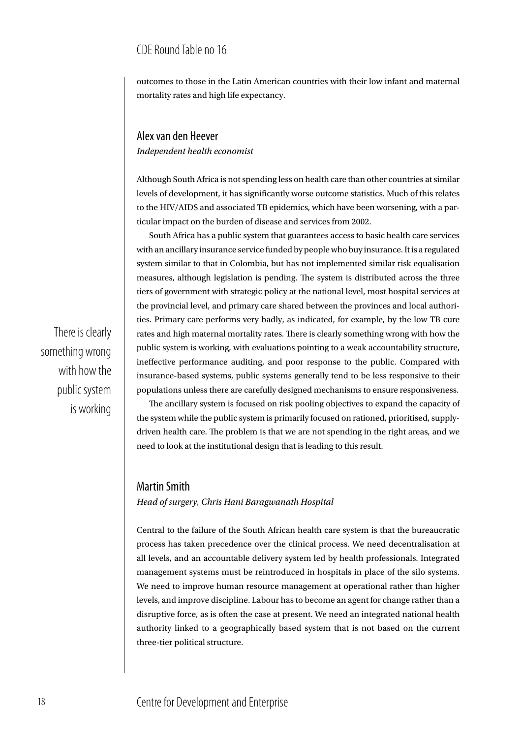outcomes to those in the Latin American countries with their low infant and maternal mortality rates and high life expectancy.

## Alex van den Heever

*Independent health economist*

Although South Africa is not spending less on health care than other countries at similar levels of development, it has significantly worse outcome statistics. Much of this relates to the HIV/AIDS and associated TB epidemics, which have been worsening, with a particular impact on the burden of disease and services from 2002.

South Africa has a public system that guarantees access to basic health care services with an ancillary insurance service funded by people who buy insurance. It is a regulated system similar to that in Colombia, but has not implemented similar risk equalisation measures, although legislation is pending. The system is distributed across the three tiers of government with strategic policy at the national level, most hospital services at the provincial level, and primary care shared between the provinces and local authorities. Primary care performs very badly, as indicated, for example, by the low TB cure rates and high maternal mortality rates. There is clearly something wrong with how the public system is working, with evaluations pointing to a weak accountability structure, ineffective performance auditing, and poor response to the public. Compared with insurance-based systems, public systems generally tend to be less responsive to their populations unless there are carefully designed mechanisms to ensure responsiveness.

> There is clearly something wrong with how the public system is working

The ancillary system is focused on risk pooling objectives to expand the capacity of the system while the public system is primarily focused on rationed, prioritised, supply-driven health care. The problem is that we are not spending in the right areas, and we need to look at the institutional design that is leading to this result.

## Martin Smith

*Head of surgery, Chris Hani Baragwanath Hospital*

Central to the failure of the South African health care system is that the bureaucratic process has taken precedence over the clinical process. We need decentralisation at all levels, and an accountable delivery system led by health professionals. Integrated management systems must be reintroduced in hospitals in place of the silo systems. We need to improve human resource management at operational rather than higher levels, and improve discipline. Labour has to become an agent for change rather than a disruptive force, as is often the case at present. We need an integrated national health authority linked to a geographically based system that is not based on the current three-tier political structure.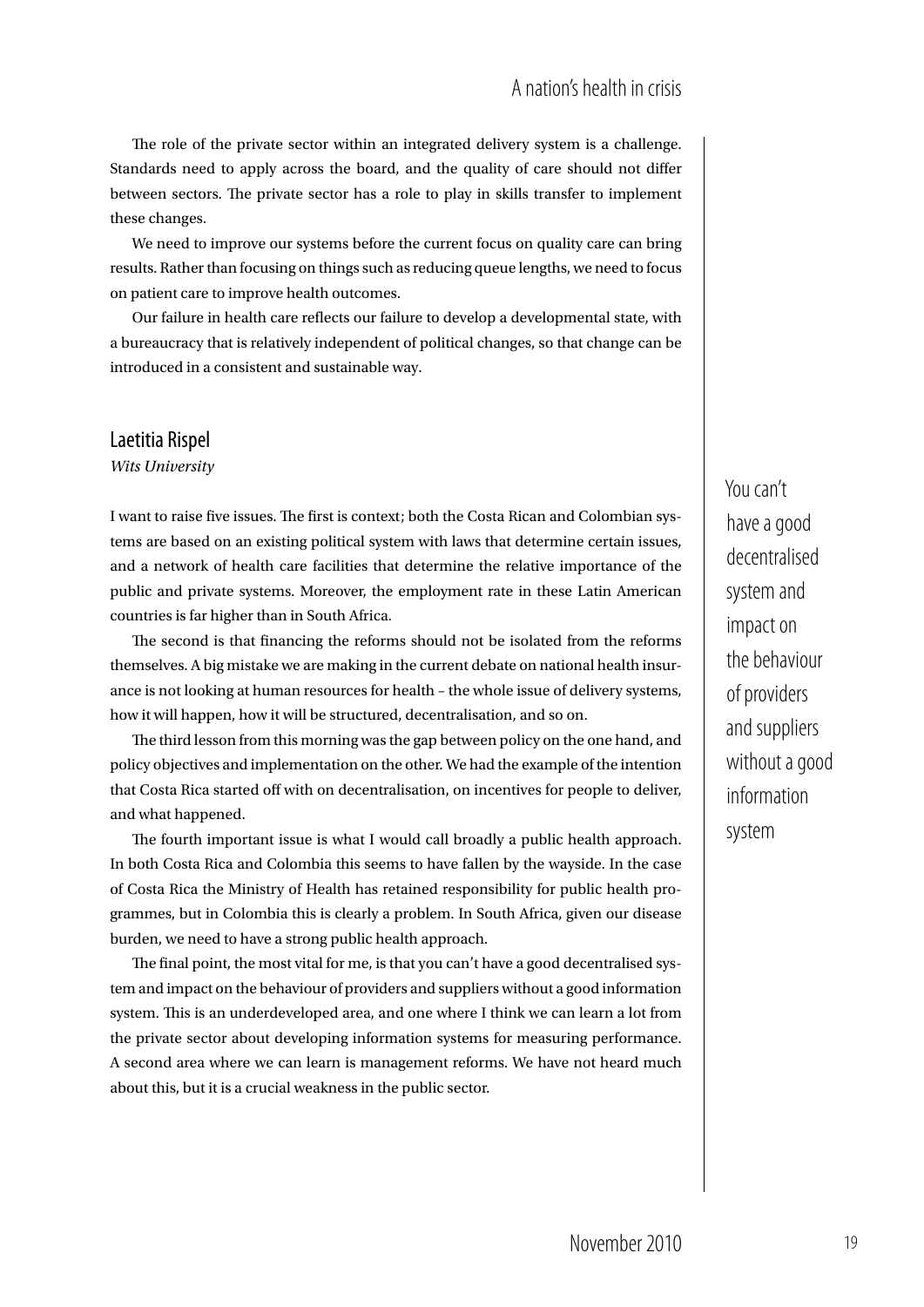The role of the private sector within an integrated delivery system is a challenge. Standards need to apply across the board, and the quality of care should not differ between sectors. The private sector has a role to play in skills transfer to implement these changes.

We need to improve our systems before the current focus on quality care can bring results. Rather than focusing on things such as reducing queue lengths, we need to focus on patient care to improve health outcomes.

Our failure in health care reflects our failure to develop a developmental state, with a bureaucracy that is relatively independent of political changes, so that change can be introduced in a consistent and sustainable way.

## Laetitia Rispel

*Wits University*

I want to raise five issues. The first is context; both the Costa Rican and Colombian systems are based on an existing political system with laws that determine certain issues, and a network of health care facilities that determine the relative importance of the public and private systems. Moreover, the employment rate in these Latin American countries is far higher than in South Africa.

The second is that financing the reforms should not be isolated from the reforms themselves. A big mistake we are making in the current debate on national health insurance is not looking at human resources for health – the whole issue of delivery systems, how it will happen, how it will be structured, decentralisation, and so on.

The third lesson from this morning was the gap between policy on the one hand, and policy objectives and implementation on the other. We had the example of the intention that Costa Rica started off with on decentralisation, on incentives for people to deliver, and what happened.

The fourth important issue is what I would call broadly a public health approach. In both Costa Rica and Colombia this seems to have fallen by the wayside. In the case of Costa Rica the Ministry of Health has retained responsibility for public health programmes, but in Colombia this is clearly a problem. In South Africa, given our disease burden, we need to have a strong public health approach.

The final point, the most vital for me, is that you can't have a good decentralised system and impact on the behaviour of providers and suppliers without a good information system. This is an underdeveloped area, and one where I think we can learn a lot from the private sector about developing information systems for measuring performance. A second area where we can learn is management reforms. We have not heard much about this, but it is a crucial weakness in the public sector.

> You can't have a good decentralised system and impact on the behaviour of providers and suppliers without a good information system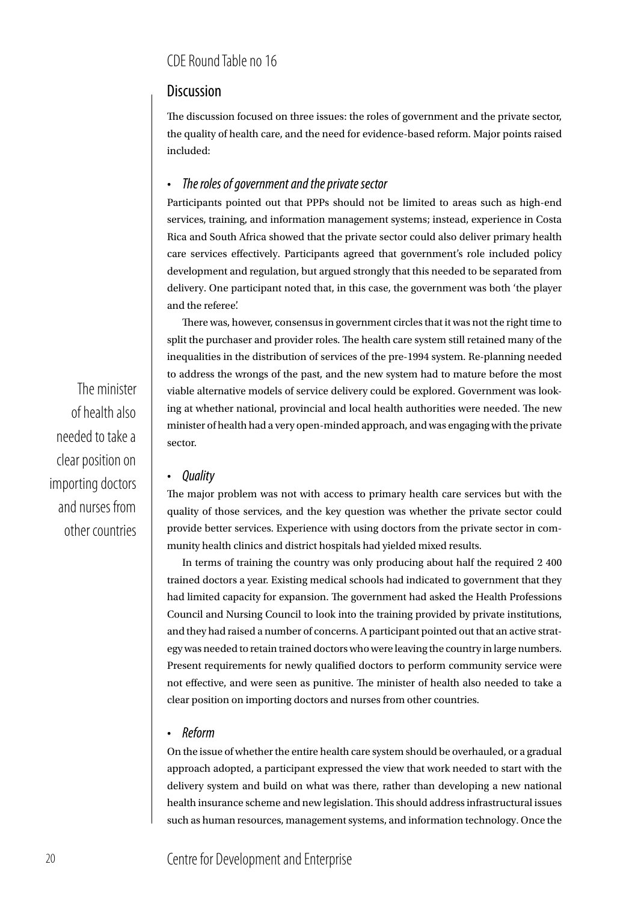## Discussion

The discussion focused on three issues: the roles of government and the private sector, the quality of health care, and the need for evidence-based reform. Major points raised included:

- *The roles of government and the private sector*

Participants pointed out that PPPs should not be limited to areas such as high-end services, training, and information management systems; instead, experience in Costa Rica and South Africa showed that the private sector could also deliver primary health care services effectively. Participants agreed that government's role included policy development and regulation, but argued strongly that this needed to be separated from delivery. One participant noted that, in this case, the government was both 'the player and the referee'.

There was, however, consensus in government circles that it was not the right time to split the purchaser and provider roles. The health care system still retained many of the inequalities in the distribution of services of the pre-1994 system. Re-planning needed to address the wrongs of the past, and the new system had to mature before the most viable alternative models of service delivery could be explored. Government was looking at whether national, provincial and local health authorities were needed. The new minister of health had a very open-minded approach, and was engaging with the private sector.

> The minister of health also needed to take a clear position on importing doctors and nurses from other countries

- *Quality*

The major problem was not with access to primary health care services but with the quality of those services, and the key question was whether the private sector could provide better services. Experience with using doctors from the private sector in community health clinics and district hospitals had yielded mixed results.

In terms of training the country was only producing about half the required 2 400 trained doctors a year. Existing medical schools had indicated to government that they had limited capacity for expansion. The government had asked the Health Professions Council and Nursing Council to look into the training provided by private institutions, and they had raised a number of concerns. A participant pointed out that an active strategy was needed to retain trained doctors who were leaving the country in large numbers. Present requirements for newly qualified doctors to perform community service were not effective, and were seen as punitive. The minister of health also needed to take a clear position on importing doctors and nurses from other countries.

- *Reform*

On the issue of whether the entire health care system should be overhauled, or a gradual approach adopted, a participant expressed the view that work needed to start with the delivery system and build on what was there, rather than developing a new national health insurance scheme and new legislation. This should address infrastructural issues such as human resources, management systems, and information technology. Once the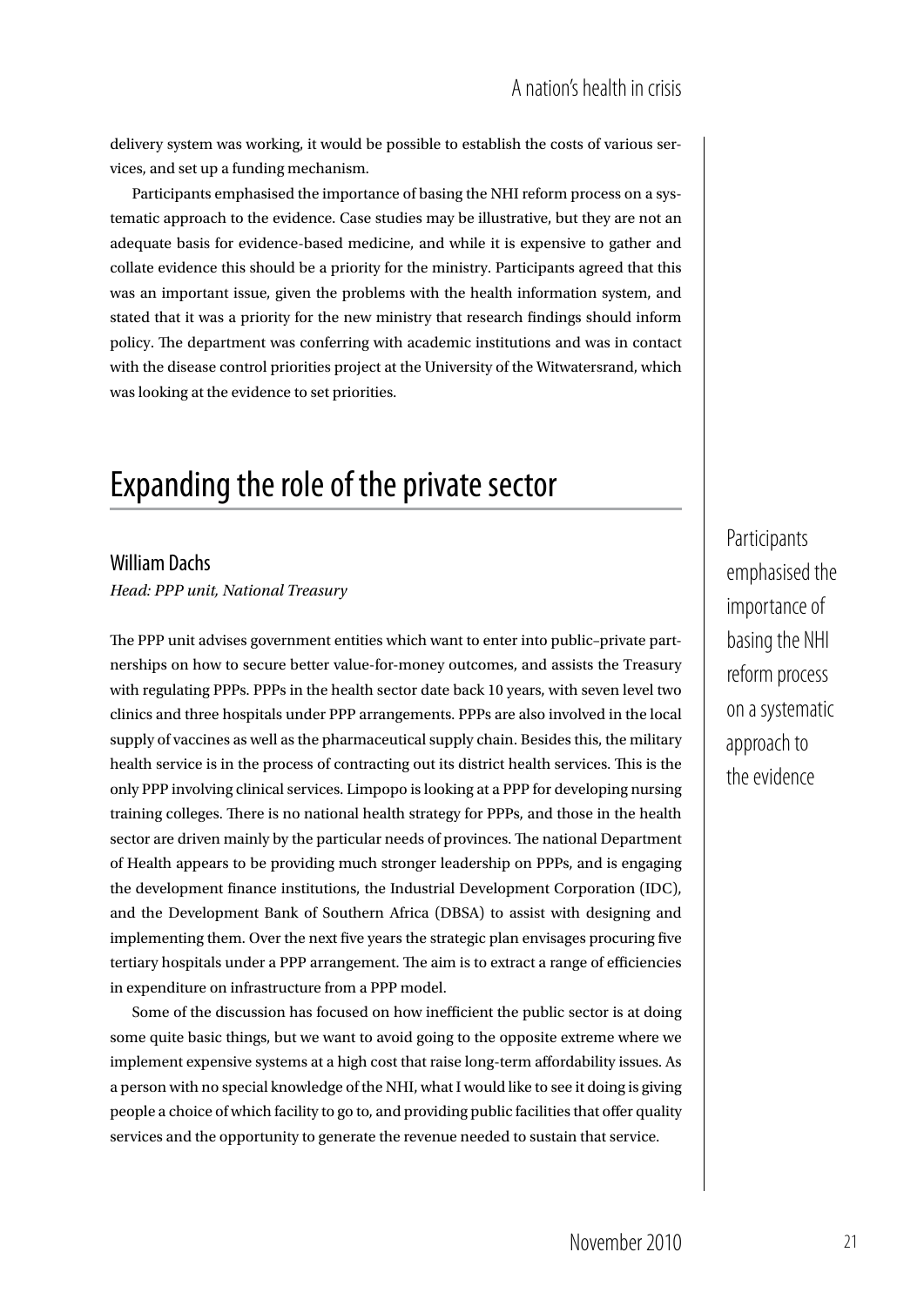delivery system was working, it would be possible to establish the costs of various services, and set up a funding mechanism.

Participants emphasised the importance of basing the NHI reform process on a systematic approach to the evidence. Case studies may be illustrative, but they are not an adequate basis for evidence-based medicine, and while it is expensive to gather and collate evidence this should be a priority for the ministry. Participants agreed that this was an important issue, given the problems with the health information system, and stated that it was a priority for the new ministry that research findings should inform policy. The department was conferring with academic institutions and was in contact with the disease control priorities project at the University of the Witwatersrand, which was looking at the evidence to set priorities.

# Expanding the role of the private sector

Participants emphasised the importance of basing the NHI reform process on a systematic approach to the evidence

## William Dachs

*Head: PPP unit, National Treasury*

The PPP unit advises government entities which want to enter into public–private partnerships on how to secure better value-for-money outcomes, and assists the Treasury with regulating PPPs. PPPs in the health sector date back 10 years, with seven level two clinics and three hospitals under PPP arrangements. PPPs are also involved in the local supply of vaccines as well as the pharmaceutical supply chain. Besides this, the military health service is in the process of contracting out its district health services. This is the only PPP involving clinical services. Limpopo is looking at a PPP for developing nursing training colleges. There is no national health strategy for PPPs, and those in the health sector are driven mainly by the particular needs of provinces. The national Department of Health appears to be providing much stronger leadership on PPPs, and is engaging the development finance institutions, the Industrial Development Corporation (IDC), and the Development Bank of Southern Africa (DBSA) to assist with designing and implementing them. Over the next five years the strategic plan envisages procuring five tertiary hospitals under a PPP arrangement. The aim is to extract a range of efficiencies in expenditure on infrastructure from a PPP model.

Some of the discussion has focused on how inefficient the public sector is at doing some quite basic things, but we want to avoid going to the opposite extreme where we implement expensive systems at a high cost that raise long-term affordability issues. As a person with no special knowledge of the NHI, what I would like to see it doing is giving people a choice of which facility to go to, and providing public facilities that offer quality services and the opportunity to generate the revenue needed to sustain that service.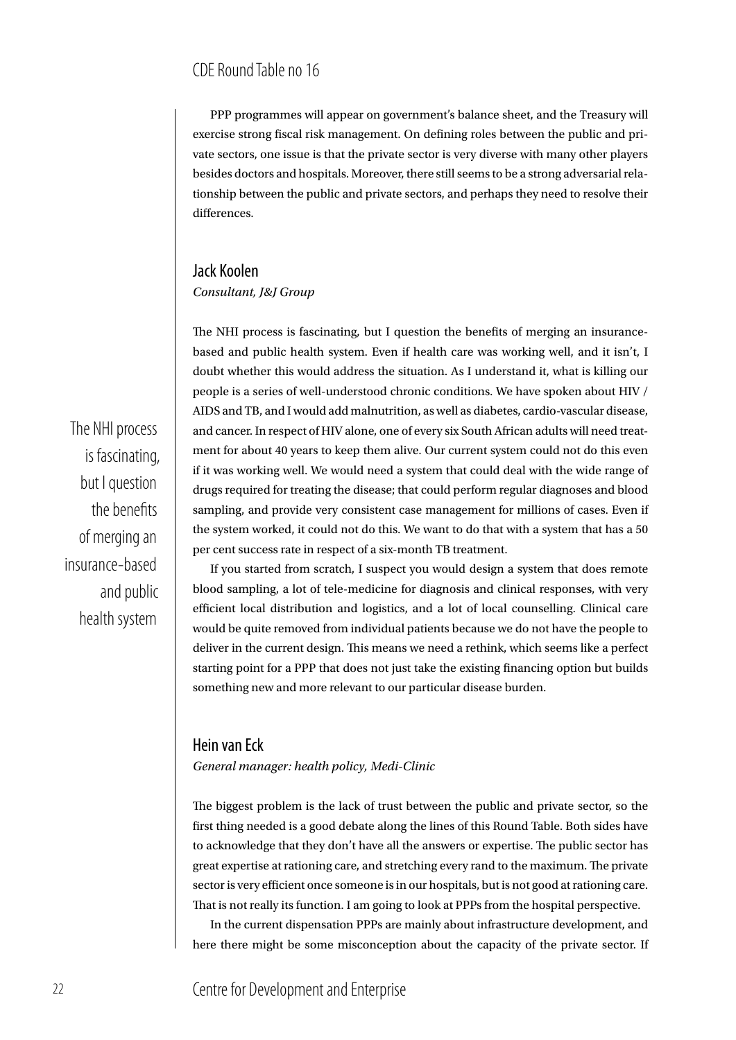PPP programmes will appear on government's balance sheet, and the Treasury will exercise strong fiscal risk management. On defining roles between the public and private sectors, one issue is that the private sector is very diverse with many other players besides doctors and hospitals. Moreover, there still seems to be a strong adversarial relationship between the public and private sectors, and perhaps they need to resolve their differences.

## Jack Koolen

*Consultant, J&J Group*

The NHI process is fascinating, but I question the benefits of merging an insurance-based and public health system. Even if health care was working well, and it isn't, I doubt whether this would address the situation. As I understand it, what is killing our people is a series of well-understood chronic conditions. We have spoken about HIV / AIDS and TB, and I would add malnutrition, as well as diabetes, cardio-vascular disease, and cancer. In respect of HIV alone, one of every six South African adults will need treatment for about 40 years to keep them alive. Our current system could not do this even if it was working well. We would need a system that could deal with the wide range of drugs required for treating the disease; that could perform regular diagnoses and blood sampling, and provide very consistent case management for millions of cases. Even if the system worked, it could not do this. We want to do that with a system that has a 50 per cent success rate in respect of a six-month TB treatment.

> The NHI process is fascinating, but I question the benefits of merging an insurance-based and public health system

If you started from scratch, I suspect you would design a system that does remote blood sampling, a lot of tele-medicine for diagnosis and clinical responses, with very efficient local distribution and logistics, and a lot of local counselling. Clinical care would be quite removed from individual patients because we do not have the people to deliver in the current design. This means we need a rethink, which seems like a perfect starting point for a PPP that does not just take the existing financing option but builds something new and more relevant to our particular disease burden.

## Hein van Eck

*General manager: health policy, Medi-Clinic*

The biggest problem is the lack of trust between the public and private sector, so the first thing needed is a good debate along the lines of this Round Table. Both sides have to acknowledge that they don't have all the answers or expertise. The public sector has great expertise at rationing care, and stretching every rand to the maximum. The private sector is very efficient once someone is in our hospitals, but is not good at rationing care. That is not really its function. I am going to look at PPPs from the hospital perspective.

In the current dispensation PPPs are mainly about infrastructure development, and here there might be some misconception about the capacity of the private sector. If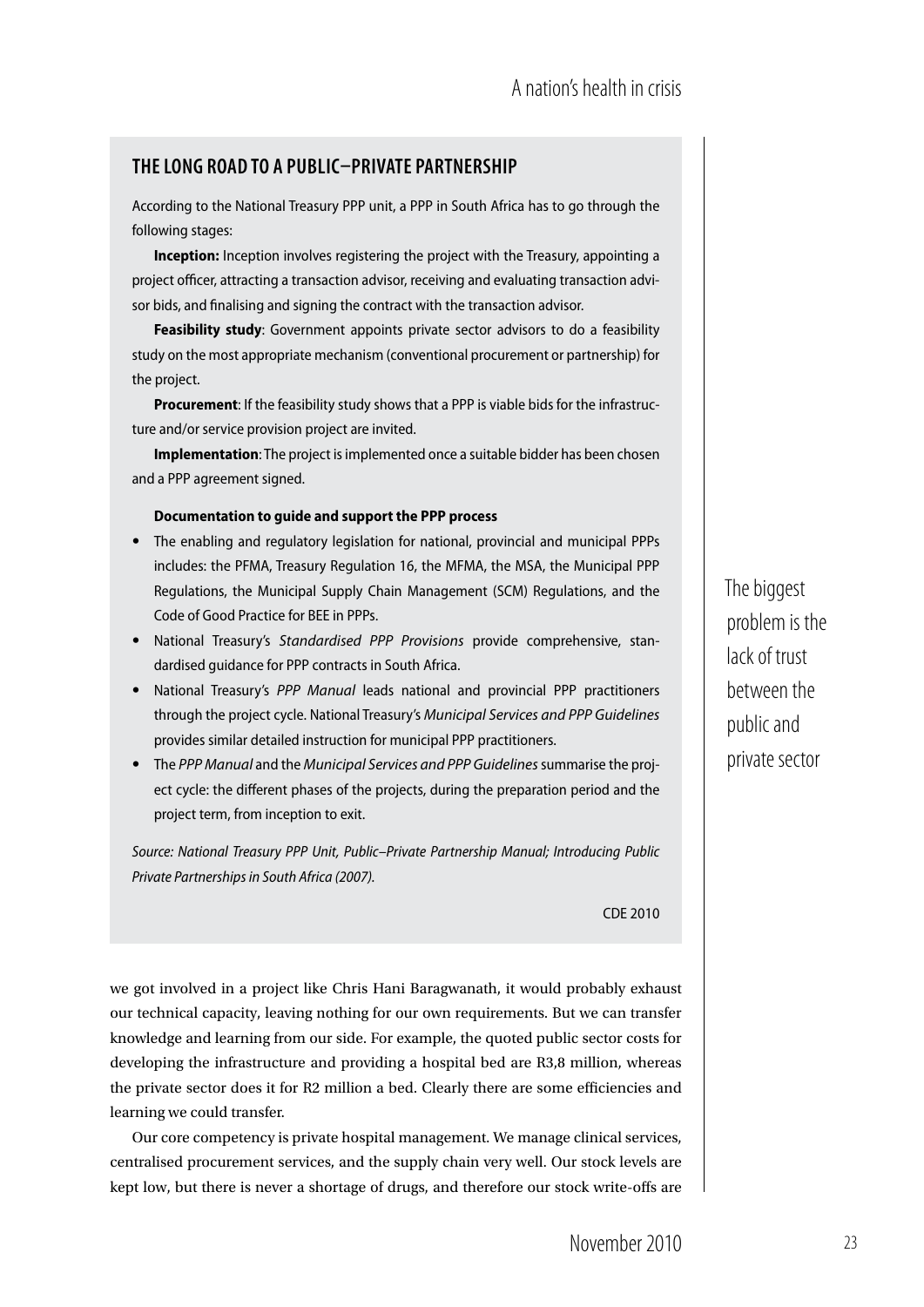## THE LONG ROAD TO A PUBLIC–PRIVATE PARTNERSHIP

According to the National Treasury PPP unit, a PPP in South Africa has to go through the following stages:

**Inception:** Inception involves registering the project with the Treasury, appointing a project officer, attracting a transaction advisor, receiving and evaluating transaction advisor bids, and finalising and signing the contract with the transaction advisor.

**Feasibility study**: Government appoints private sector advisors to do a feasibility study on the most appropriate mechanism (conventional procurement or partnership) for the project.

**Procurement**: If the feasibility study shows that a PPP is viable bids for the infrastructure and/or service provision project are invited.

**Implementation**: The project is implemented once a suitable bidder has been chosen and a PPP agreement signed.

**Documentation to guide and support the PPP process**

- The enabling and regulatory legislation for national, provincial and municipal PPPs includes: the PFMA, Treasury Regulation 16, the MFMA, the MSA, the Municipal PPP Regulations, the Municipal Supply Chain Management (SCM) Regulations, and the Code of Good Practice for BEE in PPPs.
- National Treasury's *Standardised PPP Provisions* provide comprehensive, standardised guidance for PPP contracts in South Africa.
- National Treasury's *PPP Manual* leads national and provincial PPP practitioners through the project cycle. National Treasury's *Municipal Services and PPP Guidelines* provides similar detailed instruction for municipal PPP practitioners.
- The *PPP Manual* and the *Municipal Services and PPP Guidelines* summarise the project cycle: the different phases of the projects, during the preparation period and the project term, from inception to exit.

*Source: National Treasury PPP Unit, Public–Private Partnership Manual; Introducing Public Private Partnerships in South Africa (2007).*

CDE 2010

we got involved in a project like Chris Hani Baragwanath, it would probably exhaust our technical capacity, leaving nothing for our own requirements. But we can transfer knowledge and learning from our side. For example, the quoted public sector costs for developing the infrastructure and providing a hospital bed are R3,8 million, whereas the private sector does it for R2 million a bed. Clearly there are some efficiencies and learning we could transfer.

> The biggest problem is the lack of trust between the public and private sector

Our core competency is private hospital management. We manage clinical services, centralised procurement services, and the supply chain very well. Our stock levels are kept low, but there is never a shortage of drugs, and therefore our stock write-offs are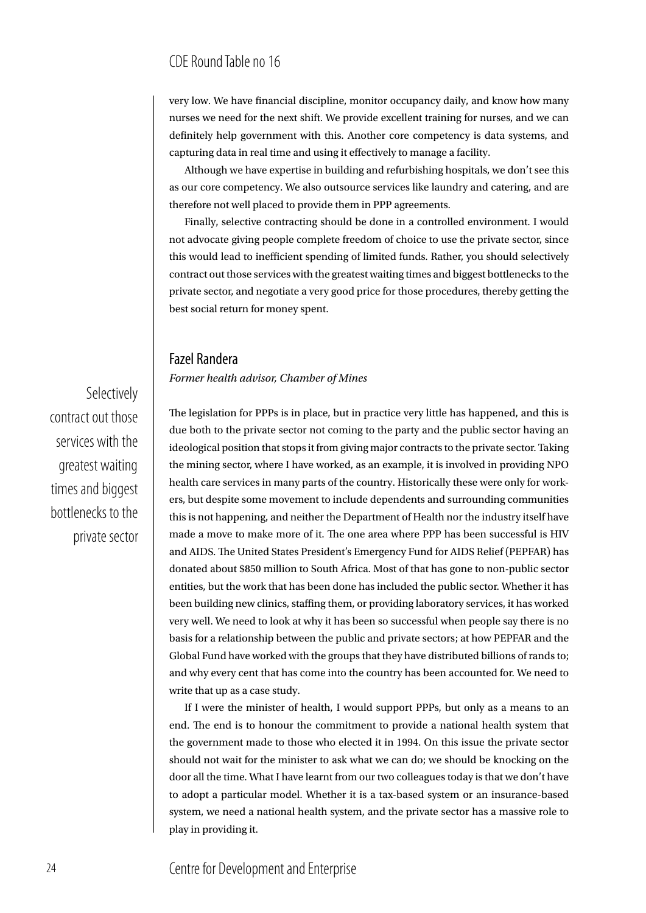very low. We have financial discipline, monitor occupancy daily, and know how many nurses we need for the next shift. We provide excellent training for nurses, and we can definitely help government with this. Another core competency is data systems, and capturing data in real time and using it effectively to manage a facility.

Although we have expertise in building and refurbishing hospitals, we don't see this as our core competency. We also outsource services like laundry and catering, and are therefore not well placed to provide them in PPP agreements.

Finally, selective contracting should be done in a controlled environment. I would not advocate giving people complete freedom of choice to use the private sector, since this would lead to inefficient spending of limited funds. Rather, you should selectively contract out those services with the greatest waiting times and biggest bottlenecks to the private sector, and negotiate a very good price for those procedures, thereby getting the best social return for money spent.

## Fazel Randera

*Former health advisor, Chamber of Mines*

> Selectively contract out those services with the greatest waiting times and biggest bottlenecks to the private sector

The legislation for PPPs is in place, but in practice very little has happened, and this is due both to the private sector not coming to the party and the public sector having an ideological position that stops it from giving major contracts to the private sector. Taking the mining sector, where I have worked, as an example, it is involved in providing NPO health care services in many parts of the country. Historically these were only for workers, but despite some movement to include dependents and surrounding communities this is not happening, and neither the Department of Health nor the industry itself have made a move to make more of it. The one area where PPP has been successful is HIV and AIDS. The United States President's Emergency Fund for AIDS Relief (PEPFAR) has donated about $850 million to South Africa. Most of that has gone to non-public sector entities, but the work that has been done has included the public sector. Whether it has been building new clinics, staffing them, or providing laboratory services, it has worked very well. We need to look at why it has been so successful when people say there is no basis for a relationship between the public and private sectors; at how PEPFAR and the Global Fund have worked with the groups that they have distributed billions of rands to; and why every cent that has come into the country has been accounted for. We need to write that up as a case study.

If I were the minister of health, I would support PPPs, but only as a means to an end. The end is to honour the commitment to provide a national health system that the government made to those who elected it in 1994. On this issue the private sector should not wait for the minister to ask what we can do; we should be knocking on the door all the time. What I have learnt from our two colleagues today is that we don't have to adopt a particular model. Whether it is a tax-based system or an insurance-based system, we need a national health system, and the private sector has a massive role to play in providing it.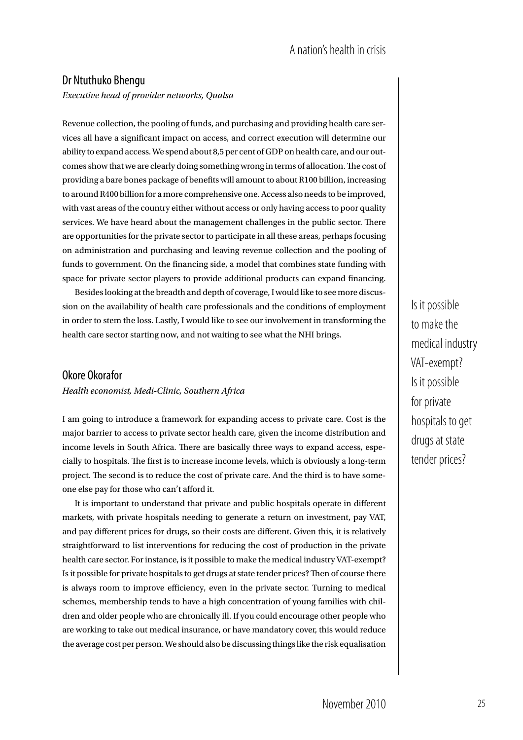## Dr Ntuthuko Bhengu

*Executive head of provider networks, Qualsa*

Revenue collection, the pooling of funds, and purchasing and providing health care services all have a significant impact on access, and correct execution will determine our ability to expand access. We spend about 8,5 per cent of GDP on health care, and our outcomes show that we are clearly doing something wrong in terms of allocation. The cost of providing a bare bones package of benefits will amount to about R100 billion, increasing to around R400 billion for a more comprehensive one. Access also needs to be improved, with vast areas of the country either without access or only having access to poor quality services. We have heard about the management challenges in the public sector. There are opportunities for the private sector to participate in all these areas, perhaps focusing on administration and purchasing and leaving revenue collection and the pooling of funds to government. On the financing side, a model that combines state funding with space for private sector players to provide additional products can expand financing.

Besides looking at the breadth and depth of coverage, I would like to see more discussion on the availability of health care professionals and the conditions of employment in order to stem the loss. Lastly, I would like to see our involvement in transforming the health care sector starting now, and not waiting to see what the NHI brings.

## Okore Okorafor

*Health economist, Medi-Clinic, Southern Africa*

I am going to introduce a framework for expanding access to private care. Cost is the major barrier to access to private sector health care, given the income distribution and income levels in South Africa. There are basically three ways to expand access, especially to hospitals. The first is to increase income levels, which is obviously a long-term project. The second is to reduce the cost of private care. And the third is to have someone else pay for those who can't afford it.

It is important to understand that private and public hospitals operate in different markets, with private hospitals needing to generate a return on investment, pay VAT, and pay different prices for drugs, so their costs are different. Given this, it is relatively straightforward to list interventions for reducing the cost of production in the private health care sector. For instance, is it possible to make the medical industry VAT-exempt? Is it possible for private hospitals to get drugs at state tender prices? Then of course there is always room to improve efficiency, even in the private sector. Turning to medical schemes, membership tends to have a high concentration of young families with children and older people who are chronically ill. If you could encourage other people who are working to take out medical insurance, or have mandatory cover, this would reduce the average cost per person. We should also be discussing things like the risk equalisation

> Is it possible to make the medical industry VAT-exempt? Is it possible for private hospitals to get drugs at state tender prices?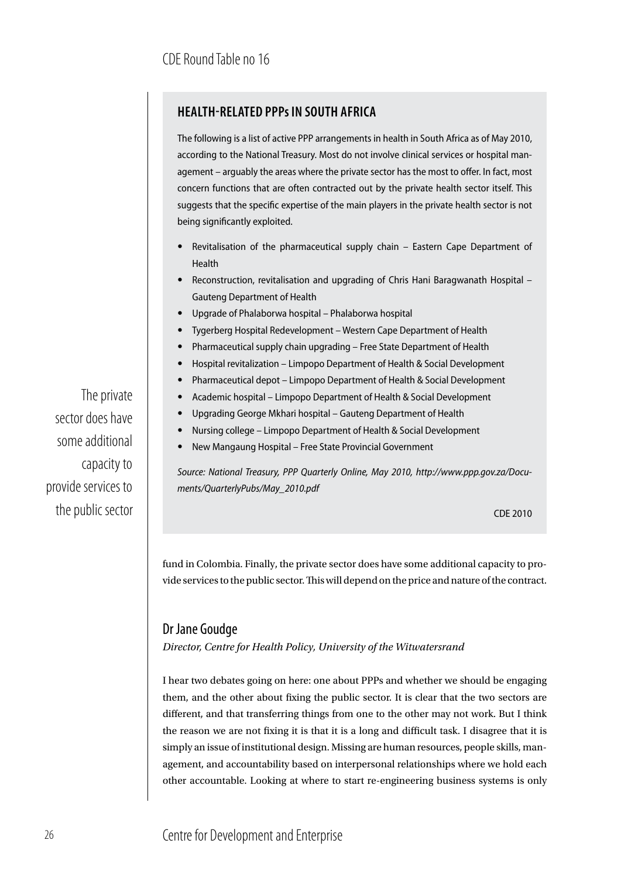## HEALTH-RELATED PPPs IN SOUTH AFRICA

The following is a list of active PPP arrangements in health in South Africa as of May 2010, according to the National Treasury. Most do not involve clinical services or hospital management – arguably the areas where the private sector has the most to offer. In fact, most concern functions that are often contracted out by the private health sector itself. This suggests that the specific expertise of the main players in the private health sector is not being significantly exploited.

- Revitalisation of the pharmaceutical supply chain – Eastern Cape Department of Health
- Reconstruction, revitalisation and upgrading of Chris Hani Baragwanath Hospital – Gauteng Department of Health
- Upgrade of Phalaborwa hospital – Phalaborwa hospital
- Tygerberg Hospital Redevelopment – Western Cape Department of Health
- Pharmaceutical supply chain upgrading – Free State Department of Health
- Hospital revitalization – Limpopo Department of Health & Social Development
- Pharmaceutical depot – Limpopo Department of Health & Social Development
- Academic hospital – Limpopo Department of Health & Social Development
- Upgrading George Mkhari hospital – Gauteng Department of Health
- Nursing college – Limpopo Department of Health & Social Development
- New Mangaung Hospital – Free State Provincial Government

*Source: National Treasury, PPP Quarterly Online, May 2010, http://www.ppp.gov.za/Documents/QuarterlyPubs/May_2010.pdf*

CDE 2010

The private sector does have some additional capacity to provide services to the public sector

fund in Colombia. Finally, the private sector does have some additional capacity to provide services to the public sector. This will depend on the price and nature of the contract.

### Dr Jane Goudge

*Director, Centre for Health Policy, University of the Witwatersrand*

I hear two debates going on here: one about PPPs and whether we should be engaging them, and the other about fixing the public sector. It is clear that the two sectors are different, and that transferring things from one to the other may not work. But I think the reason we are not fixing it is that it is a long and difficult task. I disagree that it is simply an issue of institutional design. Missing are human resources, people skills, management, and accountability based on interpersonal relationships where we hold each other accountable. Looking at where to start re-engineering business systems is only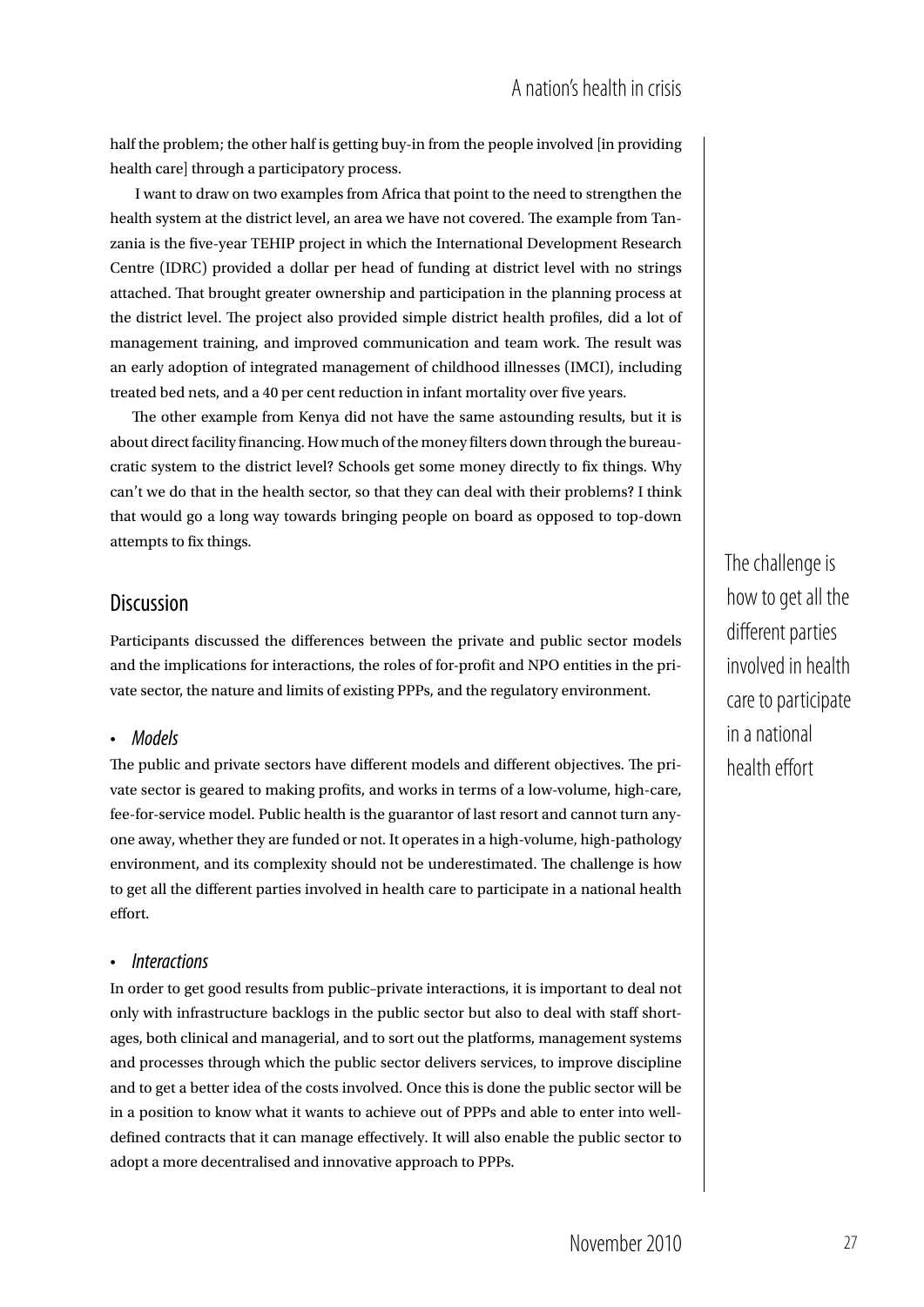half the problem; the other half is getting buy-in from the people involved [in providing health care] through a participatory process.

I want to draw on two examples from Africa that point to the need to strengthen the health system at the district level, an area we have not covered. The example from Tanzania is the five-year TEHIP project in which the International Development Research Centre (IDRC) provided a dollar per head of funding at district level with no strings attached. That brought greater ownership and participation in the planning process at the district level. The project also provided simple district health profiles, did a lot of management training, and improved communication and team work. The result was an early adoption of integrated management of childhood illnesses (IMCI), including treated bed nets, and a 40 per cent reduction in infant mortality over five years.

The other example from Kenya did not have the same astounding results, but it is about direct facility financing. How much of the money filters down through the bureaucratic system to the district level? Schools get some money directly to fix things. Why can't we do that in the health sector, so that they can deal with their problems? I think that would go a long way towards bringing people on board as opposed to top-down attempts to fix things.

## Discussion

Participants discussed the differences between the private and public sector models and the implications for interactions, the roles of for-profit and NPO entities in the private sector, the nature and limits of existing PPPs, and the regulatory environment.

- *Models*

The public and private sectors have different models and different objectives. The private sector is geared to making profits, and works in terms of a low-volume, high-care, fee-for-service model. Public health is the guarantor of last resort and cannot turn anyone away, whether they are funded or not. It operates in a high-volume, high-pathology environment, and its complexity should not be underestimated. The challenge is how to get all the different parties involved in health care to participate in a national health effort.

> The challenge is how to get all the different parties involved in health care to participate in a national health effort

- *Interactions*

In order to get good results from public–private interactions, it is important to deal not only with infrastructure backlogs in the public sector but also to deal with staff shortages, both clinical and managerial, and to sort out the platforms, management systems and processes through which the public sector delivers services, to improve discipline and to get a better idea of the costs involved. Once this is done the public sector will be in a position to know what it wants to achieve out of PPPs and able to enter into well-defined contracts that it can manage effectively. It will also enable the public sector to adopt a more decentralised and innovative approach to PPPs.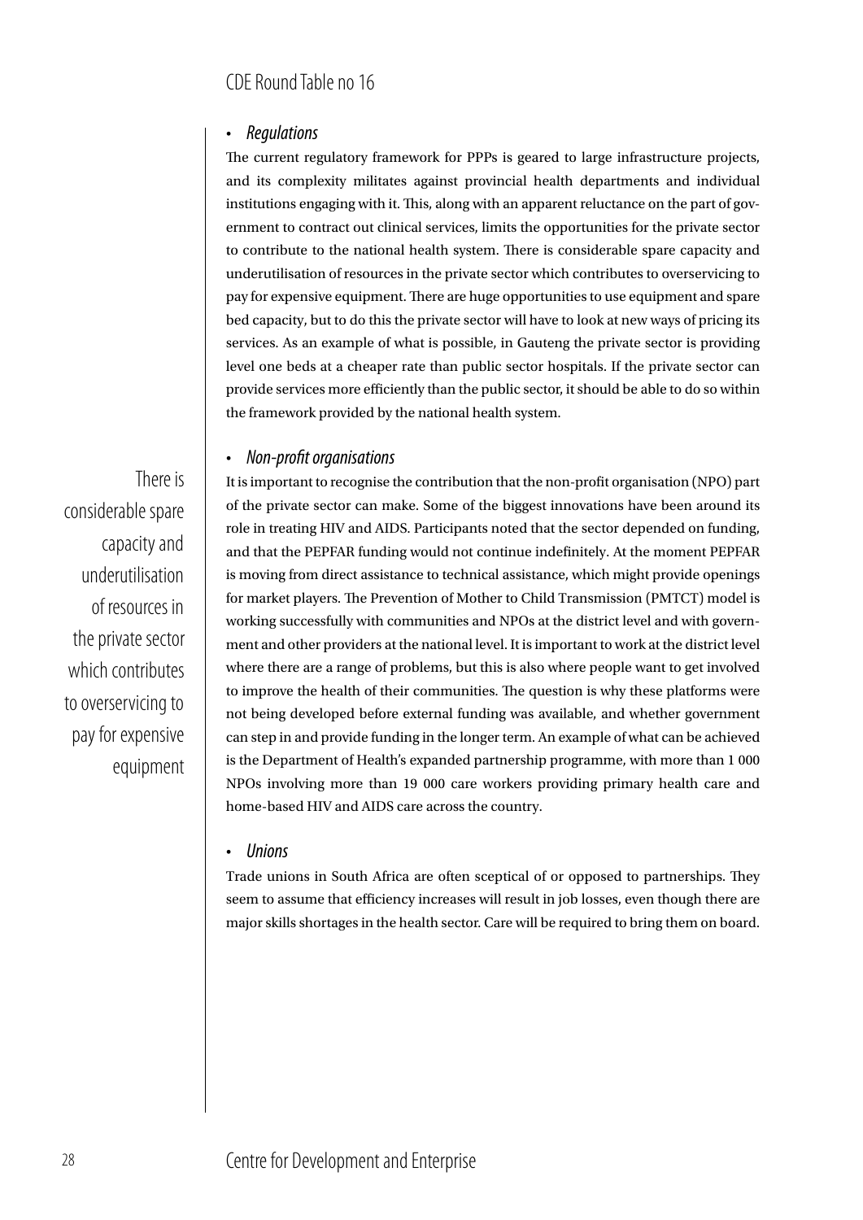- *Regulations*

The current regulatory framework for PPPs is geared to large infrastructure projects, and its complexity militates against provincial health departments and individual institutions engaging with it. This, along with an apparent reluctance on the part of government to contract out clinical services, limits the opportunities for the private sector to contribute to the national health system. There is considerable spare capacity and underutilisation of resources in the private sector which contributes to overservicing to pay for expensive equipment. There are huge opportunities to use equipment and spare bed capacity, but to do this the private sector will have to look at new ways of pricing its services. As an example of what is possible, in Gauteng the private sector is providing level one beds at a cheaper rate than public sector hospitals. If the private sector can provide services more efficiently than the public sector, it should be able to do so within the framework provided by the national health system.

- *Non-profit organisations*

> There is considerable spare capacity and underutilisation of resources in the private sector which contributes to overservicing to pay for expensive equipment

It is important to recognise the contribution that the non-profit organisation (NPO) part of the private sector can make. Some of the biggest innovations have been around its role in treating HIV and AIDS. Participants noted that the sector depended on funding, and that the PEPFAR funding would not continue indefinitely. At the moment PEPFAR is moving from direct assistance to technical assistance, which might provide openings for market players. The Prevention of Mother to Child Transmission (PMTCT) model is working successfully with communities and NPOs at the district level and with government and other providers at the national level. It is important to work at the district level where there are a range of problems, but this is also where people want to get involved to improve the health of their communities. The question is why these platforms were not being developed before external funding was available, and whether government can step in and provide funding in the longer term. An example of what can be achieved is the Department of Health's expanded partnership programme, with more than 1 000 NPOs involving more than 19 000 care workers providing primary health care and home-based HIV and AIDS care across the country.

- *Unions*

Trade unions in South Africa are often sceptical of or opposed to partnerships. They seem to assume that efficiency increases will result in job losses, even though there are major skills shortages in the health sector. Care will be required to bring them on board.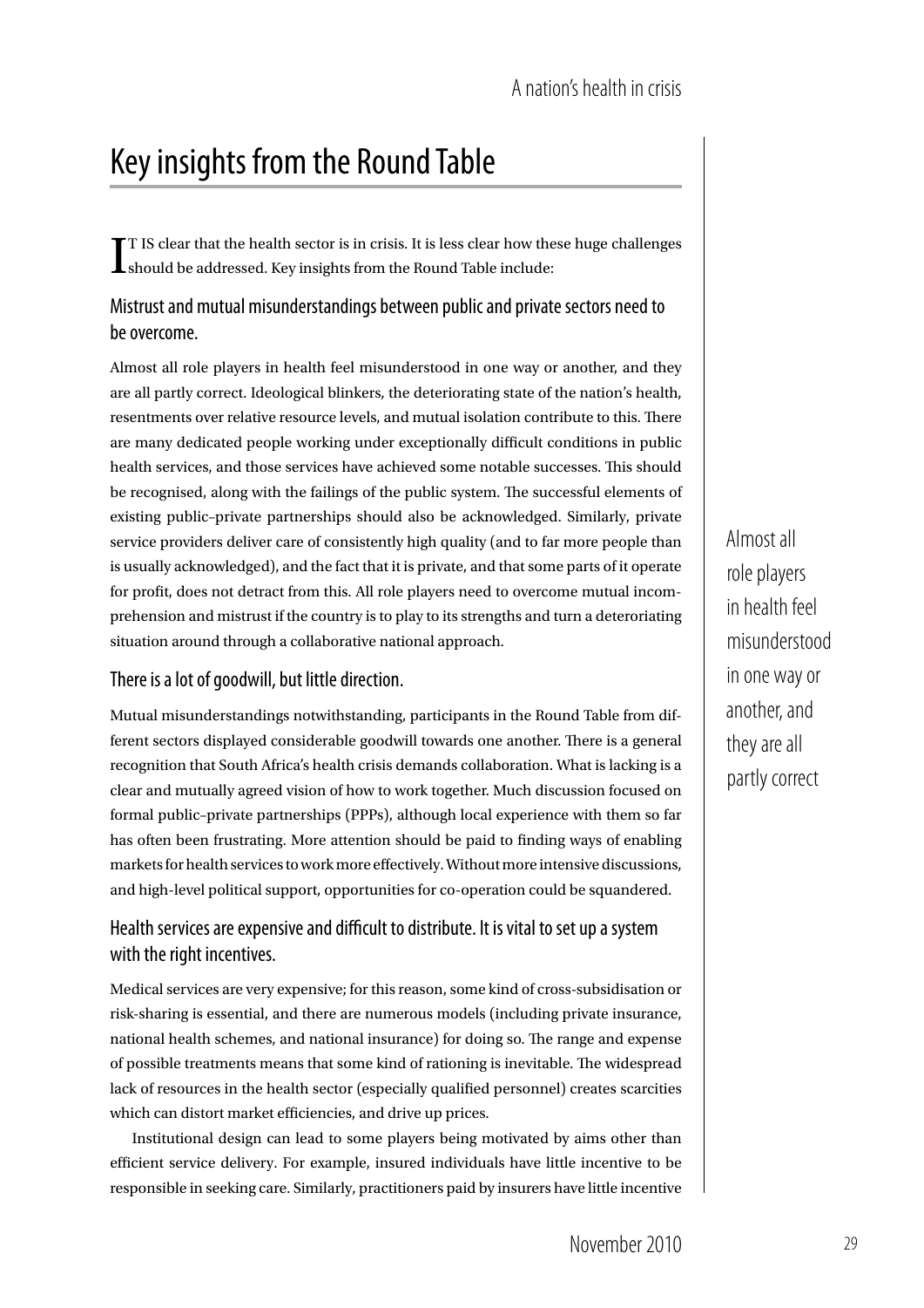# Key insights from the Round Table

IT IS clear that the health sector is in crisis. It is less clear how these huge challenges should be addressed. Key insights from the Round Table include:

## Mistrust and mutual misunderstandings between public and private sectors need to be overcome.

Almost all role players in health feel misunderstood in one way or another, and they are all partly correct. Ideological blinkers, the deteriorating state of the nation's health, resentments over relative resource levels, and mutual isolation contribute to this. There are many dedicated people working under exceptionally difficult conditions in public health services, and those services have achieved some notable successes. This should be recognised, along with the failings of the public system. The successful elements of existing public–private partnerships should also be acknowledged. Similarly, private service providers deliver care of consistently high quality (and to far more people than is usually acknowledged), and the fact that it is private, and that some parts of it operate for profit, does not detract from this. All role players need to overcome mutual incomprehension and mistrust if the country is to play to its strengths and turn a deteriorating situation around through a collaborative national approach.

> Almost all role players in health feel misunderstood in one way or another, and they are all partly correct

## There is a lot of goodwill, but little direction.

Mutual misunderstandings notwithstanding, participants in the Round Table from different sectors displayed considerable goodwill towards one another. There is a general recognition that South Africa's health crisis demands collaboration. What is lacking is a clear and mutually agreed vision of how to work together. Much discussion focused on formal public–private partnerships (PPPs), although local experience with them so far has often been frustrating. More attention should be paid to finding ways of enabling markets for health services to work more effectively. Without more intensive discussions, and high-level political support, opportunities for co-operation could be squandered.

## Health services are expensive and difficult to distribute. It is vital to set up a system with the right incentives.

Medical services are very expensive; for this reason, some kind of cross-subsidisation or risk-sharing is essential, and there are numerous models (including private insurance, national health schemes, and national insurance) for doing so. The range and expense of possible treatments means that some kind of rationing is inevitable. The widespread lack of resources in the health sector (especially qualified personnel) creates scarcities which can distort market efficiencies, and drive up prices.

Institutional design can lead to some players being motivated by aims other than efficient service delivery. For example, insured individuals have little incentive to be responsible in seeking care. Similarly, practitioners paid by insurers have little incentive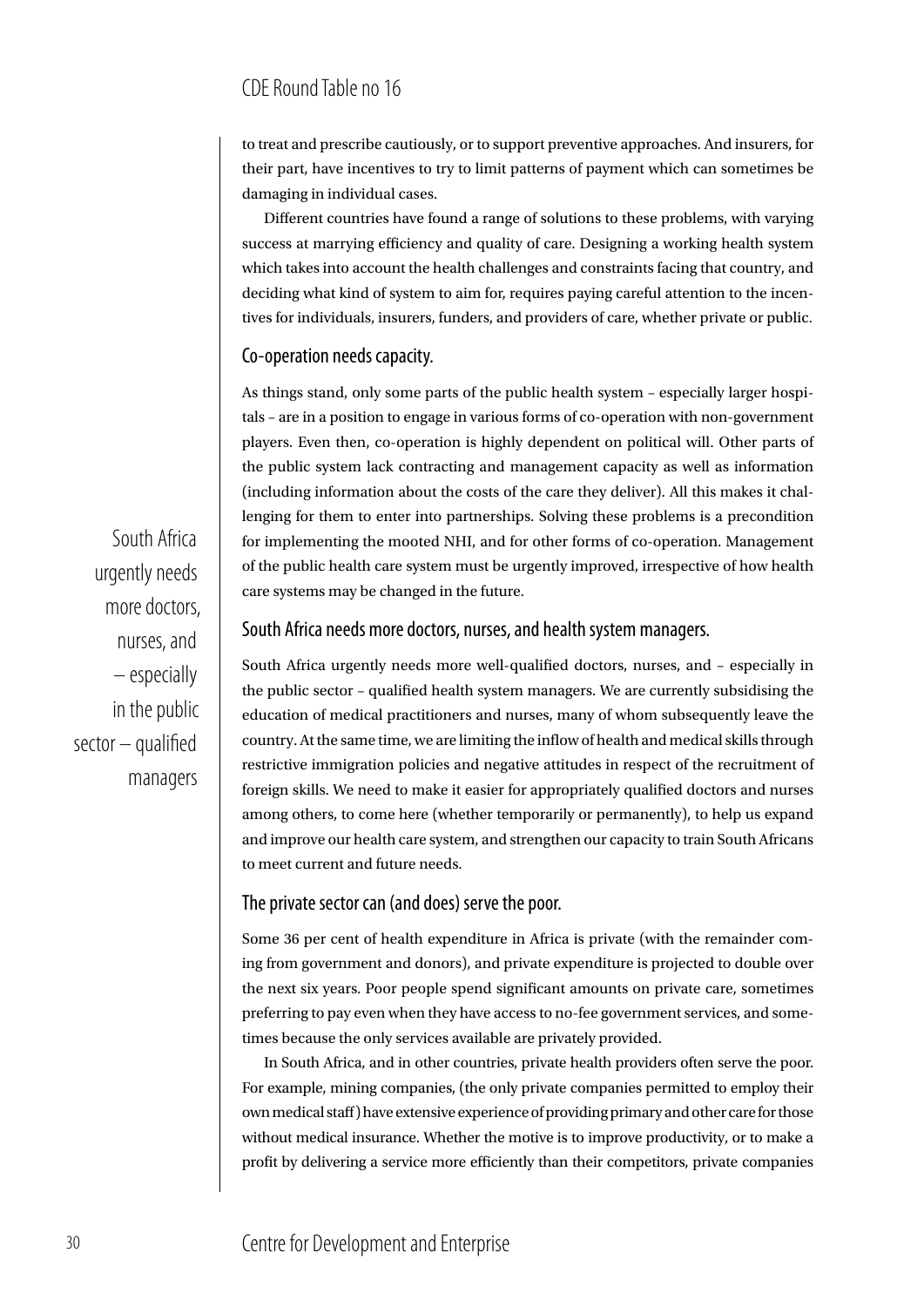to treat and prescribe cautiously, or to support preventive approaches. And insurers, for their part, have incentives to try to limit patterns of payment which can sometimes be damaging in individual cases.

Different countries have found a range of solutions to these problems, with varying success at marrying efficiency and quality of care. Designing a working health system which takes into account the health challenges and constraints facing that country, and deciding what kind of system to aim for, requires paying careful attention to the incentives for individuals, insurers, funders, and providers of care, whether private or public.

### Co-operation needs capacity.

As things stand, only some parts of the public health system – especially larger hospitals – are in a position to engage in various forms of co-operation with non-government players. Even then, co-operation is highly dependent on political will. Other parts of the public system lack contracting and management capacity as well as information (including information about the costs of the care they deliver). All this makes it challenging for them to enter into partnerships. Solving these problems is a precondition for implementing the mooted NHI, and for other forms of co-operation. Management of the public health care system must be urgently improved, irrespective of how health care systems may be changed in the future.

> South Africa urgently needs more doctors, nurses, and – especially in the public sector – qualified managers

### South Africa needs more doctors, nurses, and health system managers.

South Africa urgently needs more well-qualified doctors, nurses, and – especially in the public sector – qualified health system managers. We are currently subsidising the education of medical practitioners and nurses, many of whom subsequently leave the country. At the same time, we are limiting the inflow of health and medical skills through restrictive immigration policies and negative attitudes in respect of the recruitment of foreign skills. We need to make it easier for appropriately qualified doctors and nurses among others, to come here (whether temporarily or permanently), to help us expand and improve our health care system, and strengthen our capacity to train South Africans to meet current and future needs.

### The private sector can (and does) serve the poor.

Some 36 per cent of health expenditure in Africa is private (with the remainder coming from government and donors), and private expenditure is projected to double over the next six years. Poor people spend significant amounts on private care, sometimes preferring to pay even when they have access to no-fee government services, and sometimes because the only services available are privately provided.

In South Africa, and in other countries, private health providers often serve the poor. For example, mining companies, (the only private companies permitted to employ their own medical staff) have extensive experience of providing primary and other care for those without medical insurance. Whether the motive is to improve productivity, or to make a profit by delivering a service more efficiently than their competitors, private companies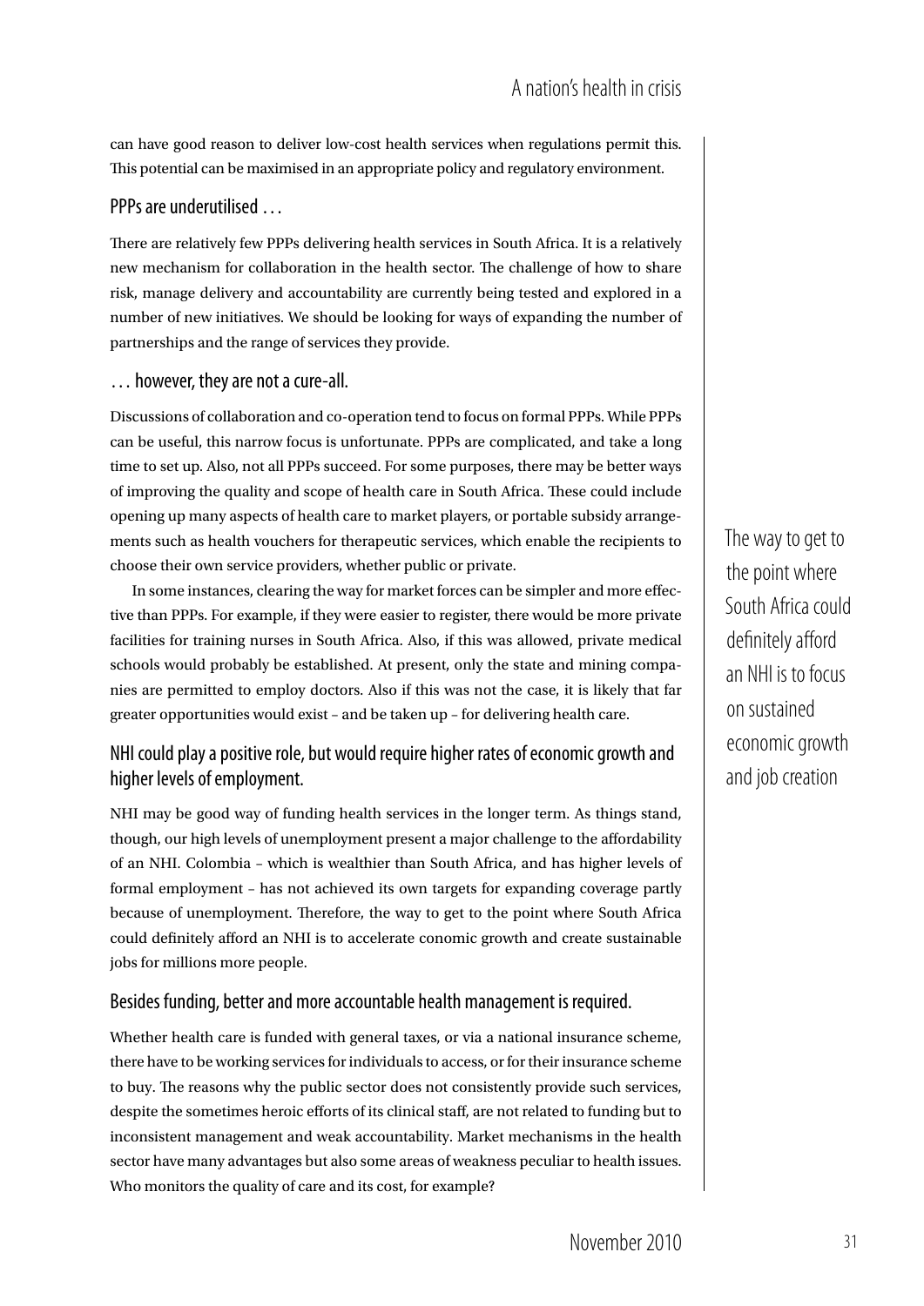can have good reason to deliver low-cost health services when regulations permit this. This potential can be maximised in an appropriate policy and regulatory environment.

## PPPs are underutilised …

There are relatively few PPPs delivering health services in South Africa. It is a relatively new mechanism for collaboration in the health sector. The challenge of how to share risk, manage delivery and accountability are currently being tested and explored in a number of new initiatives. We should be looking for ways of expanding the number of partnerships and the range of services they provide.

## … however, they are not a cure-all.

Discussions of collaboration and co-operation tend to focus on formal PPPs. While PPPs can be useful, this narrow focus is unfortunate. PPPs are complicated, and take a long time to set up. Also, not all PPPs succeed. For some purposes, there may be better ways of improving the quality and scope of health care in South Africa. These could include opening up many aspects of health care to market players, or portable subsidy arrangements such as health vouchers for therapeutic services, which enable the recipients to choose their own service providers, whether public or private.

In some instances, clearing the way for market forces can be simpler and more effective than PPPs. For example, if they were easier to register, there would be more private facilities for training nurses in South Africa. Also, if this was allowed, private medical schools would probably be established. At present, only the state and mining companies are permitted to employ doctors. Also if this was not the case, it is likely that far greater opportunities would exist – and be taken up – for delivering health care.

> The way to get to the point where South Africa could definitely afford an NHI is to focus on sustained economic growth and job creation

## NHI could play a positive role, but would require higher rates of economic growth and higher levels of employment.

NHI may be good way of funding health services in the longer term. As things stand, though, our high levels of unemployment present a major challenge to the affordability of an NHI. Colombia – which is wealthier than South Africa, and has higher levels of formal employment – has not achieved its own targets for expanding coverage partly because of unemployment. Therefore, the way to get to the point where South Africa could definitely afford an NHI is to accelerate conomic growth and create sustainable jobs for millions more people.

## Besides funding, better and more accountable health management is required.

Whether health care is funded with general taxes, or via a national insurance scheme, there have to be working services for individuals to access, or for their insurance scheme to buy. The reasons why the public sector does not consistently provide such services, despite the sometimes heroic efforts of its clinical staff, are not related to funding but to inconsistent management and weak accountability. Market mechanisms in the health sector have many advantages but also some areas of weakness peculiar to health issues. Who monitors the quality of care and its cost, for example?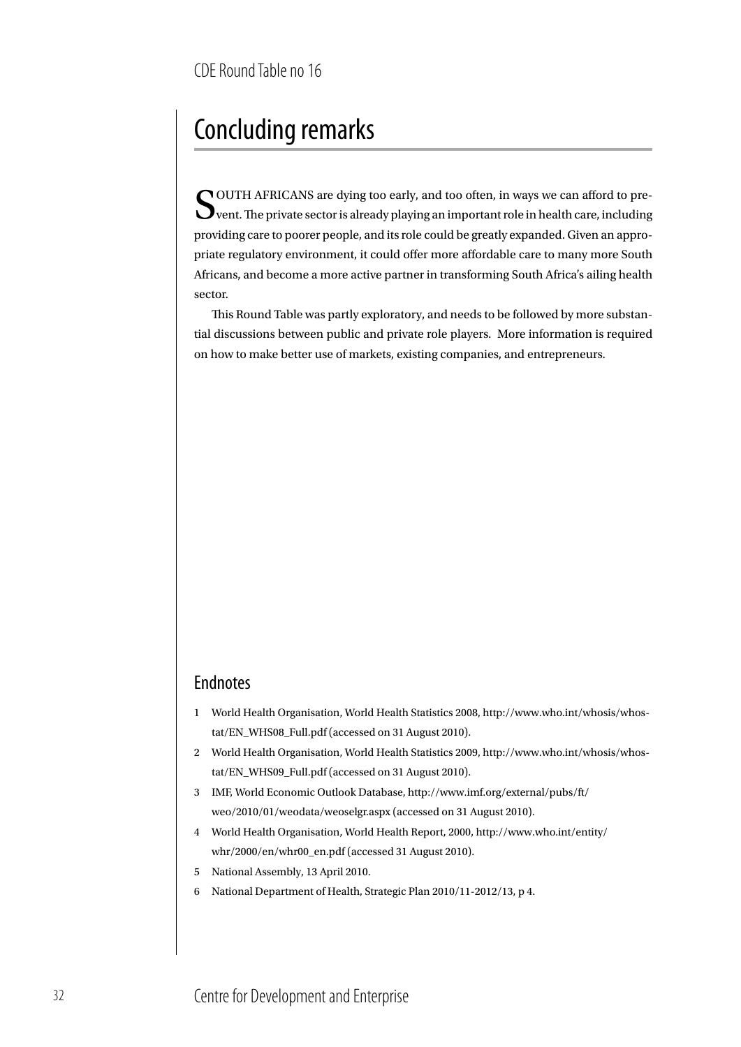# Concluding remarks

SOUTH AFRICANS are dying too early, and too often, in ways we can afford to prevent. The private sector is already playing an important role in health care, including providing care to poorer people, and its role could be greatly expanded. Given an appropriate regulatory environment, it could offer more affordable care to many more South Africans, and become a more active partner in transforming South Africa's ailing health sector.

This Round Table was partly exploratory, and needs to be followed by more substantial discussions between public and private role players. More information is required on how to make better use of markets, existing companies, and entrepreneurs.

## Endnotes

1. World Health Organisation, World Health Statistics 2008, http://www.who.int/whosis/whostat/EN_WHS08_Full.pdf (accessed on 31 August 2010).
2. World Health Organisation, World Health Statistics 2009, http://www.who.int/whosis/whostat/EN_WHS09_Full.pdf (accessed on 31 August 2010).
3. IMF, World Economic Outlook Database, http://www.imf.org/external/pubs/ft/weo/2010/01/weodata/weoselgr.aspx (accessed on 31 August 2010).
4. World Health Organisation, World Health Report, 2000, http://www.who.int/entity/whr/2000/en/whr00_en.pdf (accessed 31 August 2010).
5. National Assembly, 13 April 2010.
6. National Department of Health, Strategic Plan 2010/11-2012/13, p 4.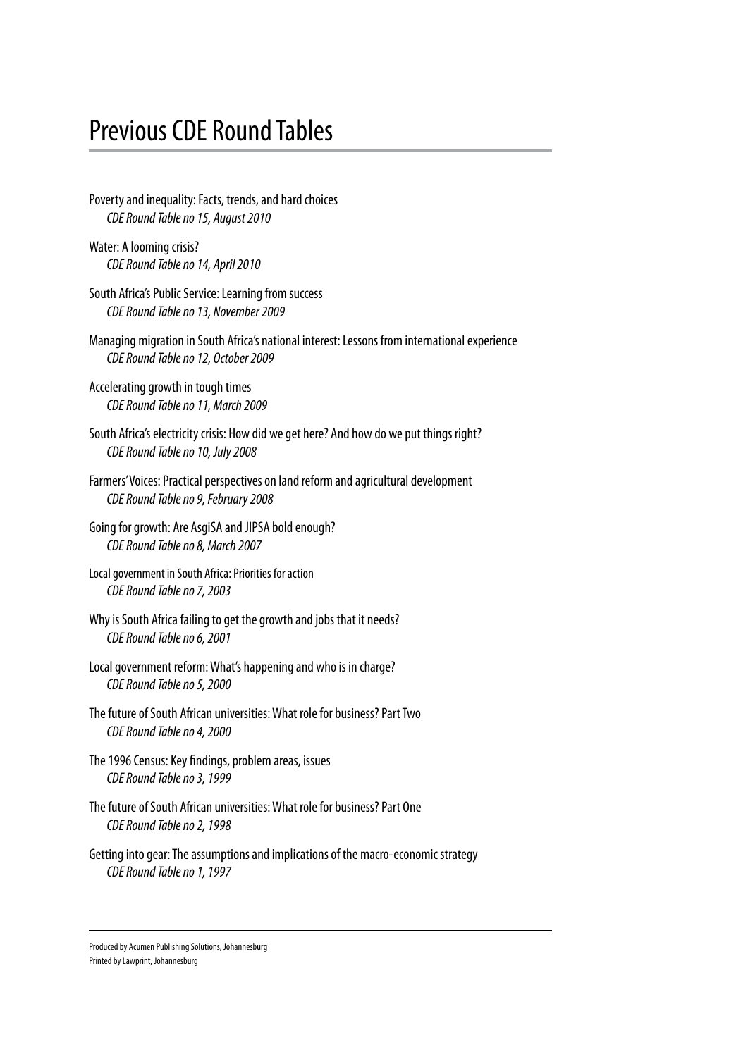# Previous CDE Round Tables

Poverty and inequality: Facts, trends, and hard choices
*CDE Round Table no 15, August 2010*

Water: A looming crisis?
*CDE Round Table no 14, April 2010*

South Africa's Public Service: Learning from success
*CDE Round Table no 13, November 2009*

Managing migration in South Africa's national interest: Lessons from international experience
*CDE Round Table no 12, October 2009*

Accelerating growth in tough times
*CDE Round Table no 11, March 2009*

South Africa's electricity crisis: How did we get here? And how do we put things right?
*CDE Round Table no 10, July 2008*

Farmers' Voices: Practical perspectives on land reform and agricultural development
*CDE Round Table no 9, February 2008*

Going for growth: Are AsgiSA and JIPSA bold enough?
*CDE Round Table no 8, March 2007*

Local government in South Africa: Priorities for action
*CDE Round Table no 7, 2003*

Why is South Africa failing to get the growth and jobs that it needs?
*CDE Round Table no 6, 2001*

Local government reform: What's happening and who is in charge?
*CDE Round Table no 5, 2000*

The future of South African universities: What role for business? Part Two
*CDE Round Table no 4, 2000*

The 1996 Census: Key findings, problem areas, issues
*CDE Round Table no 3, 1999*

The future of South African universities: What role for business? Part One
*CDE Round Table no 2, 1998*

Getting into gear: The assumptions and implications of the macro-economic strategy
*CDE Round Table no 1, 1997*

---

Produced by Acumen Publishing Solutions, Johannesburg
Printed by Lawprint, Johannesburg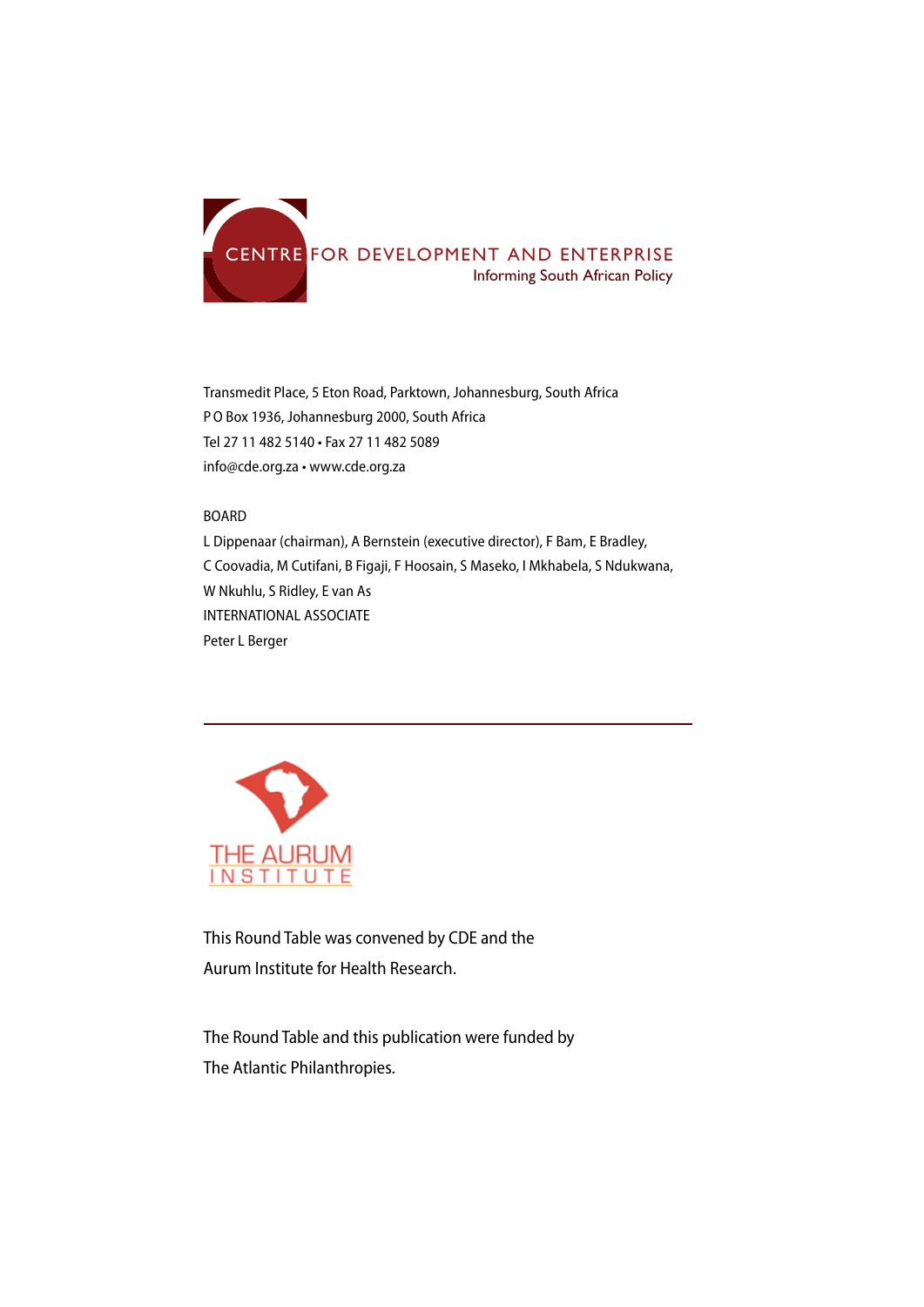CENTRE FOR DEVELOPMENT AND ENTERPRISE
Informing South African Policy

Transmedit Place, 5 Eton Road, Parktown, Johannesburg, South Africa
P O Box 1936, Johannesburg 2000, South Africa
Tel 27 11 482 5140 • Fax 27 11 482 5089
info@cde.org.za • www.cde.org.za

BOARD
L Dippenaar (chairman), A Bernstein (executive director), F Bam, E Bradley, C Coovadia, M Cutifani, B Figaji, F Hoosain, S Maseko, I Mkhabela, S Ndukwana, W Nkuhlu, S Ridley, E van As
INTERNATIONAL ASSOCIATE
Peter L Berger

THE AURUM INSTITUTE

This Round Table was convened by CDE and the Aurum Institute for Health Research.

The Round Table and this publication were funded by The Atlantic Philanthropies.